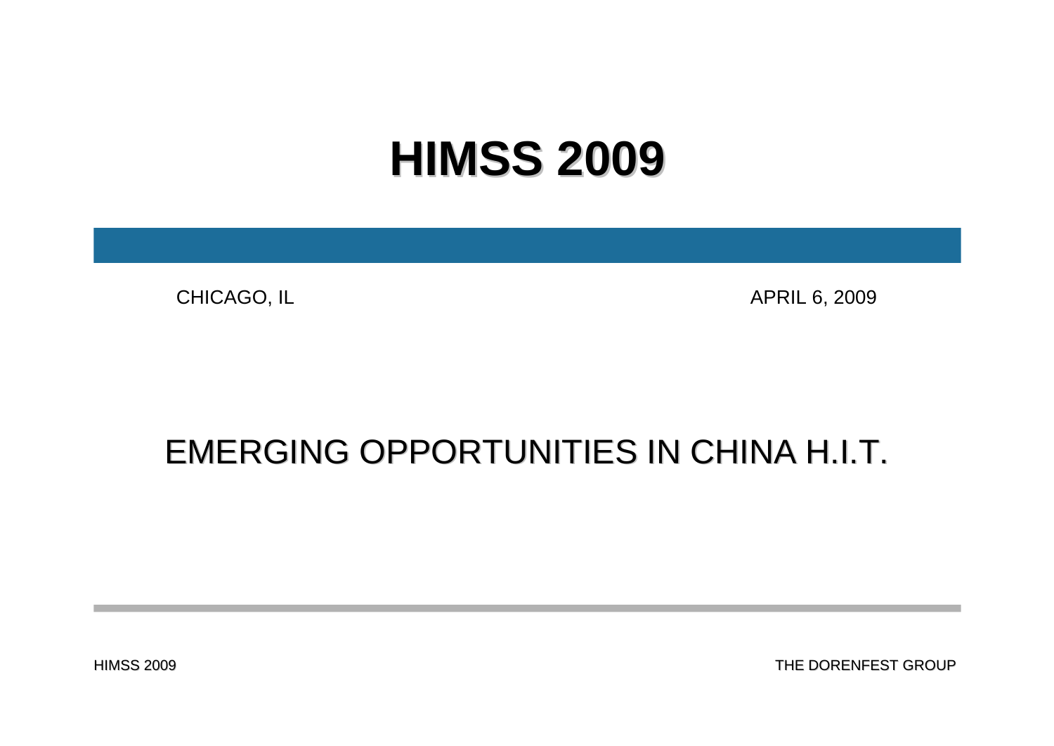# HIMSS 2009

CHICAGO, IL

APRIL 6, 2009

## EMERGING OPPORTUNITIES IN CHINA H.I.T.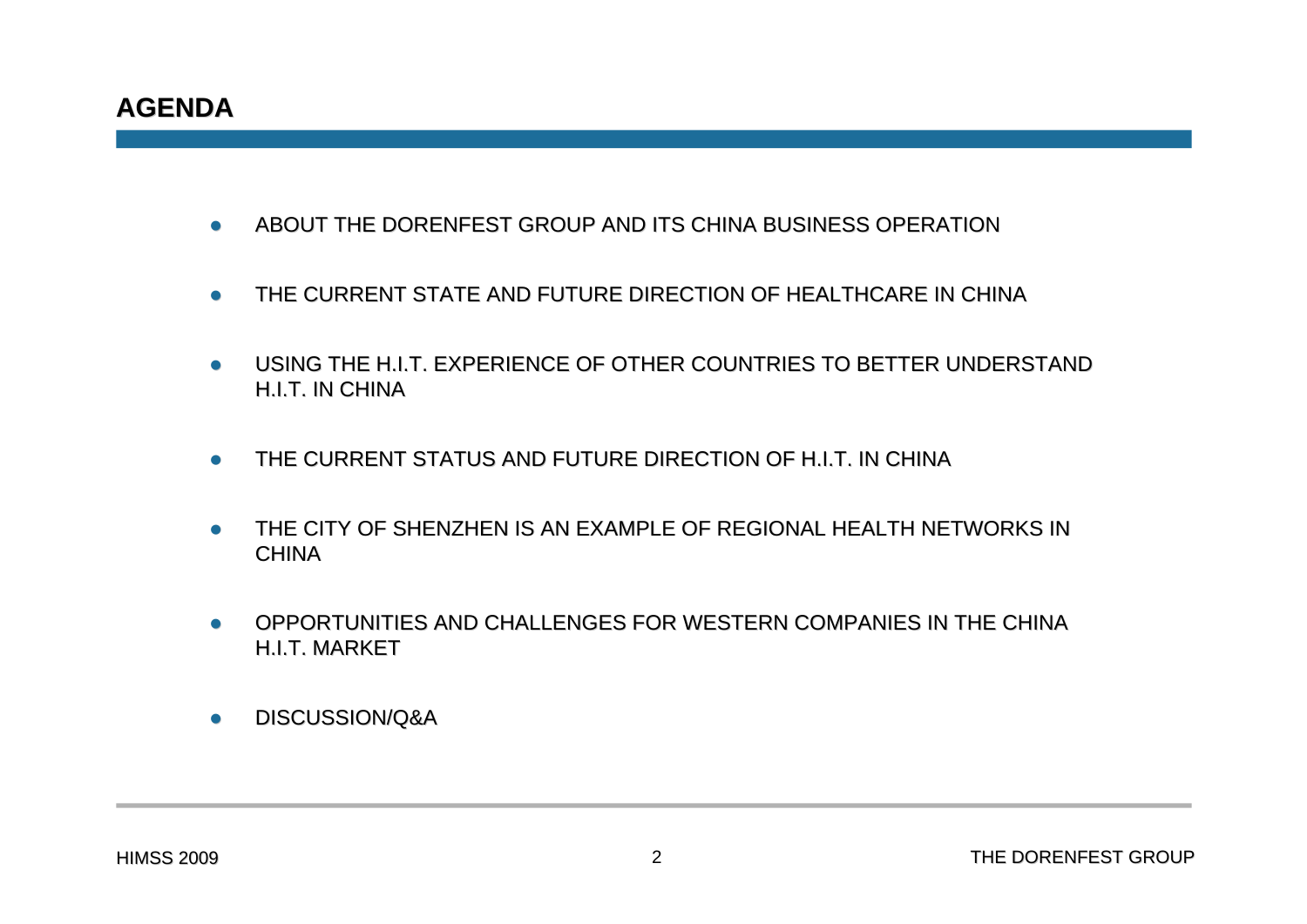# AGENDA

- ABOUT THE DORENFEST GROUP AND ITS CHINA BUSINESS OPERATION
- THE CURRENT STATE AND FUTURE DIRECTION OF HEALTHCARE IN CHINA
- USING THE H.I.T. EXPERIENCE OF OTHER COUNTRIES TO BETTER UNDERSTAND H.I.T. IN CHINA
- THE CURRENT STATUS AND FUTURE DIRECTION OF H.I.T. IN CHINA
- THE CITY OF SHENZHEN IS AN EXAMPLE OF REGIONAL HEALTH NETWORKS IN CHINA
- OPPORTUNITIES AND CHALLENGES FOR WESTERN COMPANIES IN THE CHINA H.I.T. MARKET
- DISCUSSION/Q&A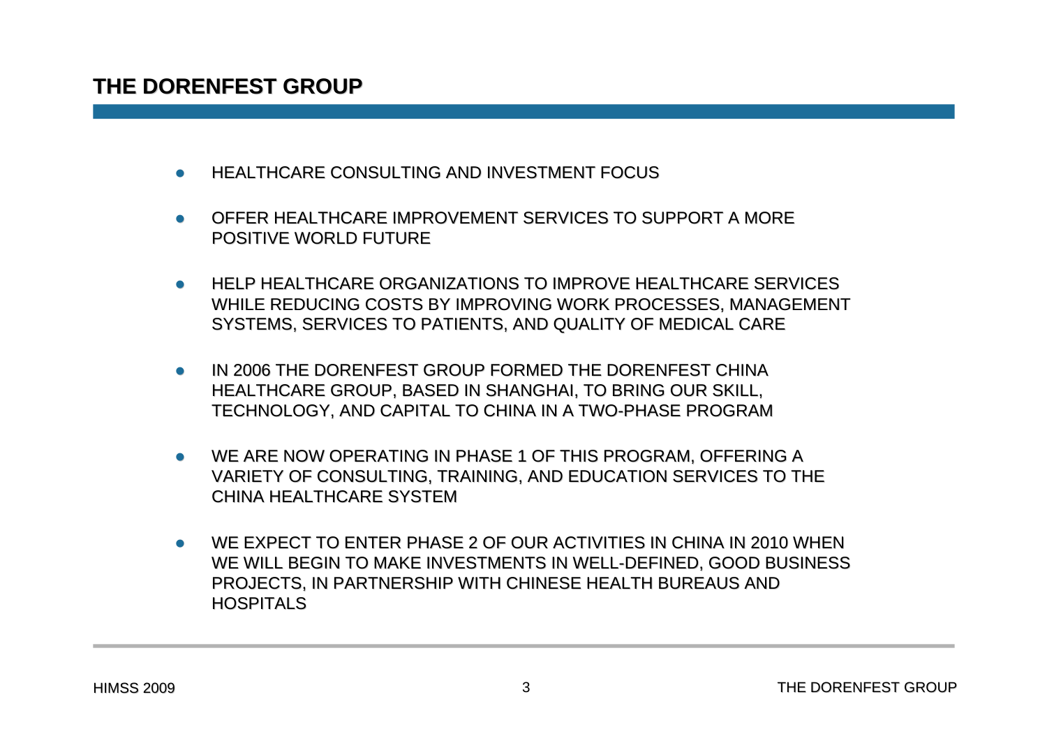# THE DORENFEST GROUP

- HEALTHCARE CONSULTING AND INVESTMENT FOCUS
- OFFER HEALTHCARE IMPROVEMENT SERVICES TO SUPPORT A MORE POSITIVE WORLD FUTURE
- HELP HEALTHCARE ORGANIZATIONS TO IMPROVE HEALTHCARE SERVICES WHILE REDUCING COSTS BY IMPROVING WORK PROCESSES, MANAGEMENT SYSTEMS, SERVICES TO PATIENTS, AND QUALITY OF MEDICAL CARE
- IN 2006 THE DORENFEST GROUP FORMED THE DORENFEST CHINA HEALTHCARE GROUP, BASED IN SHANGHAI, TO BRING OUR SKILL, TECHNOLOGY, AND CAPITAL TO CHINA IN A TWO-PHASE PROGRAM
- WE ARE NOW OPERATING IN PHASE 1 OF THIS PROGRAM, OFFERING A VARIETY OF CONSULTING, TRAINING, AND EDUCATION SERVICES TO THE CHINA HEALTHCARE SYSTEM
- WE EXPECT TO ENTER PHASE 2 OF OUR ACTIVITIES IN CHINA IN 2010 WHEN WE WILL BEGIN TO MAKE INVESTMENTS IN WELL-DEFINED, GOOD BUSINESS PROJECTS, IN PARTNERSHIP WITH CHINESE HEALTH BUREAUS AND HOSPITALS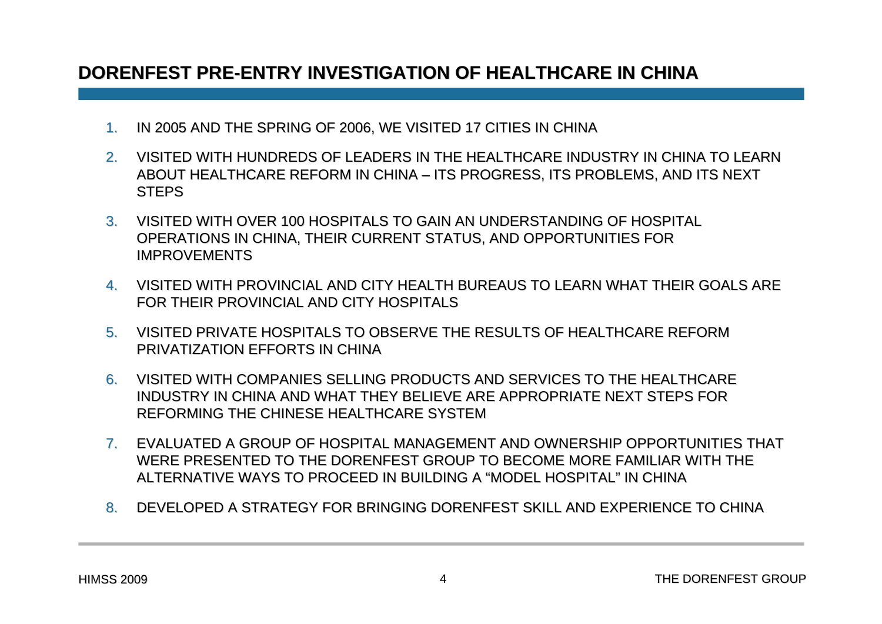# DORENFEST PRE-ENTRY INVESTIGATION OF HEALTHCARE IN CHINA

1. IN 2005 AND THE SPRING OF 2006, WE VISITED 17 CITIES IN CHINA
2. VISITED WITH HUNDREDS OF LEADERS IN THE HEALTHCARE INDUSTRY IN CHINA TO LEARN ABOUT HEALTHCARE REFORM IN CHINA – ITS PROGRESS, ITS PROBLEMS, AND ITS NEXT STEPS
3. VISITED WITH OVER 100 HOSPITALS TO GAIN AN UNDERSTANDING OF HOSPITAL OPERATIONS IN CHINA, THEIR CURRENT STATUS, AND OPPORTUNITIES FOR IMPROVEMENTS
4. VISITED WITH PROVINCIAL AND CITY HEALTH BUREAUS TO LEARN WHAT THEIR GOALS ARE FOR THEIR PROVINCIAL AND CITY HOSPITALS
5. VISITED PRIVATE HOSPITALS TO OBSERVE THE RESULTS OF HEALTHCARE REFORM PRIVATIZATION EFFORTS IN CHINA
6. VISITED WITH COMPANIES SELLING PRODUCTS AND SERVICES TO THE HEALTHCARE INDUSTRY IN CHINA AND WHAT THEY BELIEVE ARE APPROPRIATE NEXT STEPS FOR REFORMING THE CHINESE HEALTHCARE SYSTEM
7. EVALUATED A GROUP OF HOSPITAL MANAGEMENT AND OWNERSHIP OPPORTUNITIES THAT WERE PRESENTED TO THE DORENFEST GROUP TO BECOME MORE FAMILIAR WITH THE ALTERNATIVE WAYS TO PROCEED IN BUILDING A "MODEL HOSPITAL" IN CHINA
8. DEVELOPED A STRATEGY FOR BRINGING DORENFEST SKILL AND EXPERIENCE TO CHINA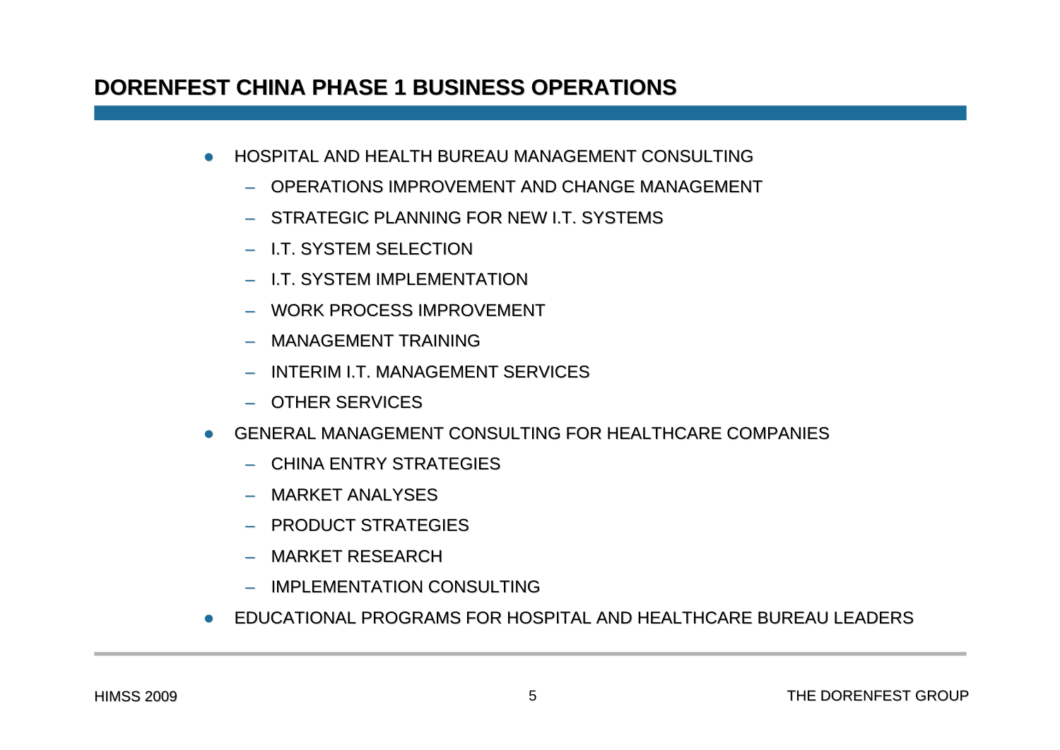## DORENFEST CHINA PHASE 1 BUSINESS OPERATIONS

- HOSPITAL AND HEALTH BUREAU MANAGEMENT CONSULTING
  - OPERATIONS IMPROVEMENT AND CHANGE MANAGEMENT
  - STRATEGIC PLANNING FOR NEW I.T. SYSTEMS
  - I.T. SYSTEM SELECTION
  - I.T. SYSTEM IMPLEMENTATION
  - WORK PROCESS IMPROVEMENT
  - MANAGEMENT TRAINING
  - INTERIM I.T. MANAGEMENT SERVICES
  - OTHER SERVICES
- GENERAL MANAGEMENT CONSULTING FOR HEALTHCARE COMPANIES
  - CHINA ENTRY STRATEGIES
  - MARKET ANALYSES
  - PRODUCT STRATEGIES
  - MARKET RESEARCH
  - IMPLEMENTATION CONSULTING
- EDUCATIONAL PROGRAMS FOR HOSPITAL AND HEALTHCARE BUREAU LEADERS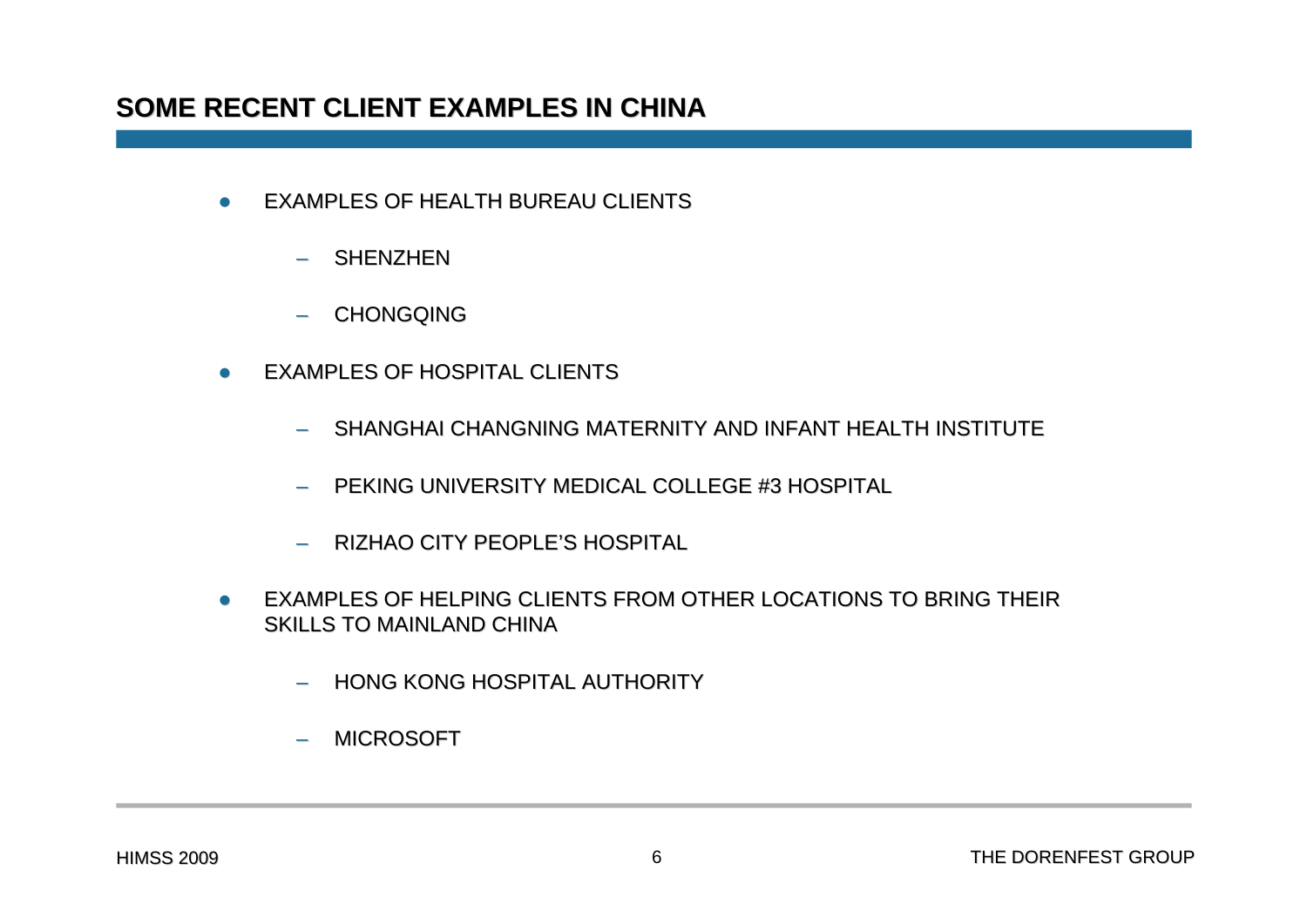## SOME RECENT CLIENT EXAMPLES IN CHINA

- EXAMPLES OF HEALTH BUREAU CLIENTS
  - SHENZHEN
  - CHONGQING
- EXAMPLES OF HOSPITAL CLIENTS
  - SHANGHAI CHANGNING MATERNITY AND INFANT HEALTH INSTITUTE
  - PEKING UNIVERSITY MEDICAL COLLEGE #3 HOSPITAL
  - RIZHAO CITY PEOPLE'S HOSPITAL
- EXAMPLES OF HELPING CLIENTS FROM OTHER LOCATIONS TO BRING THEIR SKILLS TO MAINLAND CHINA
  - HONG KONG HOSPITAL AUTHORITY
  - MICROSOFT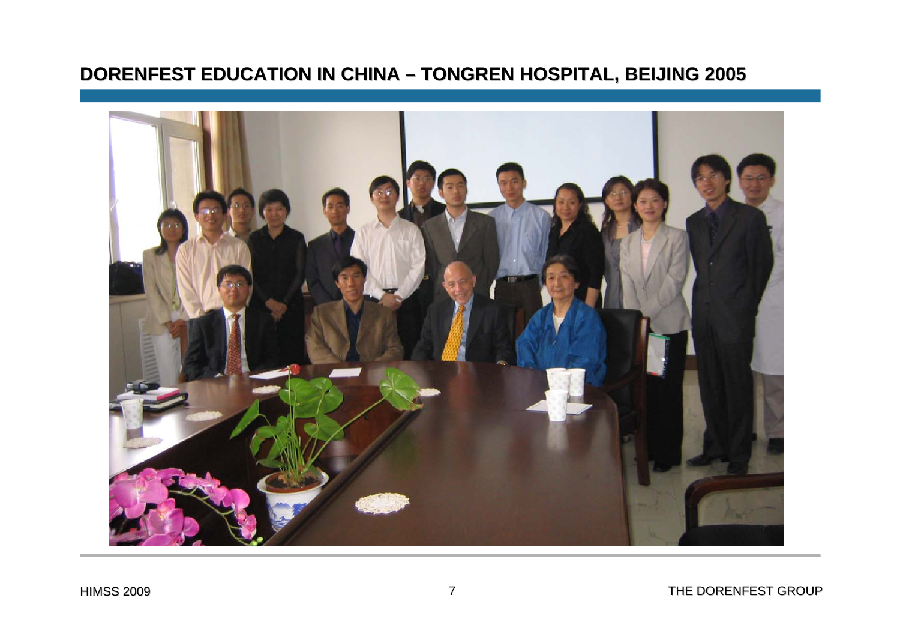# DORENFEST EDUCATION IN CHINA – TONGREN HOSPITAL, BEIJING 2005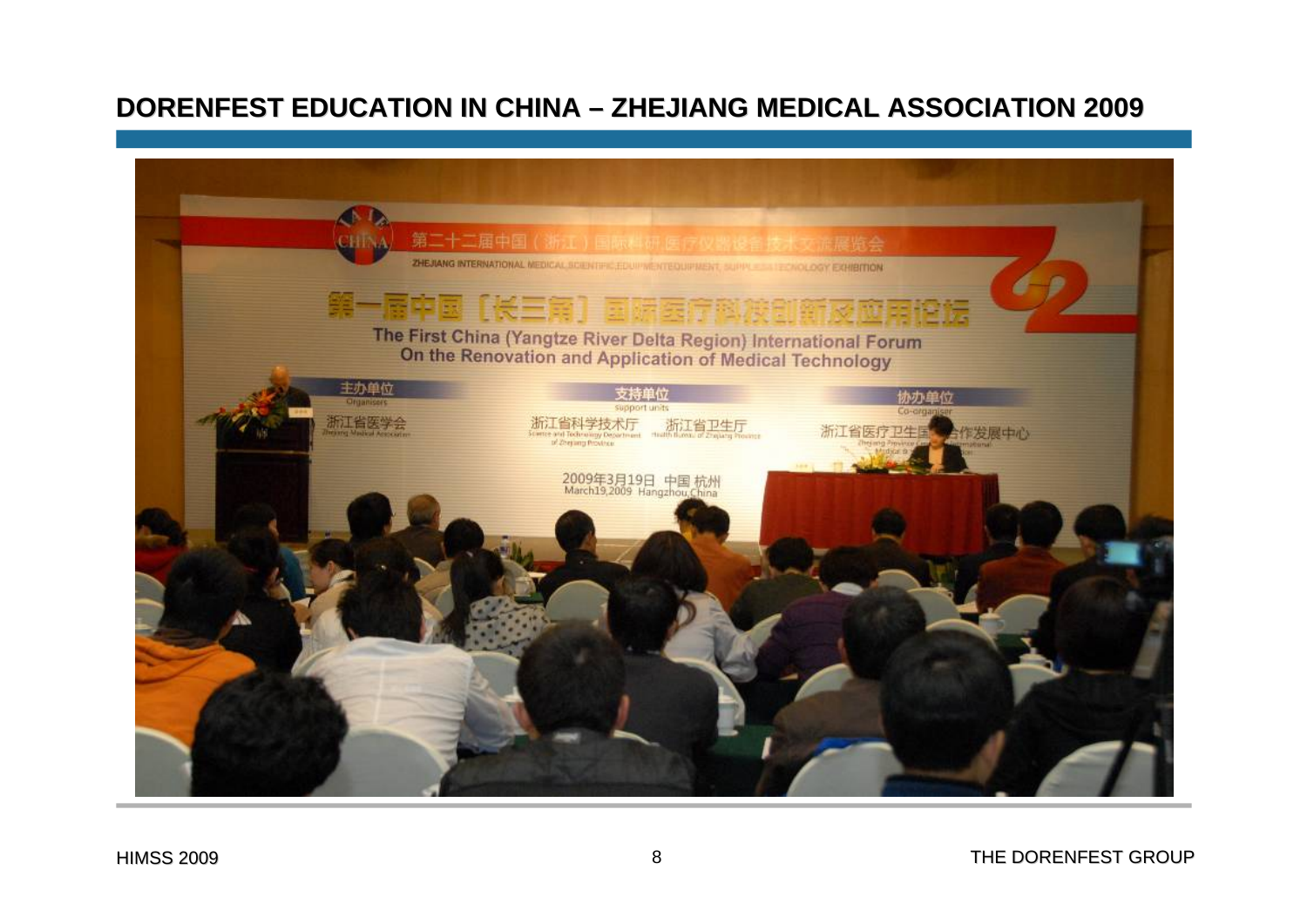# DORENFEST EDUCATION IN CHINA – ZHEJIANG MEDICAL ASSOCIATION 2009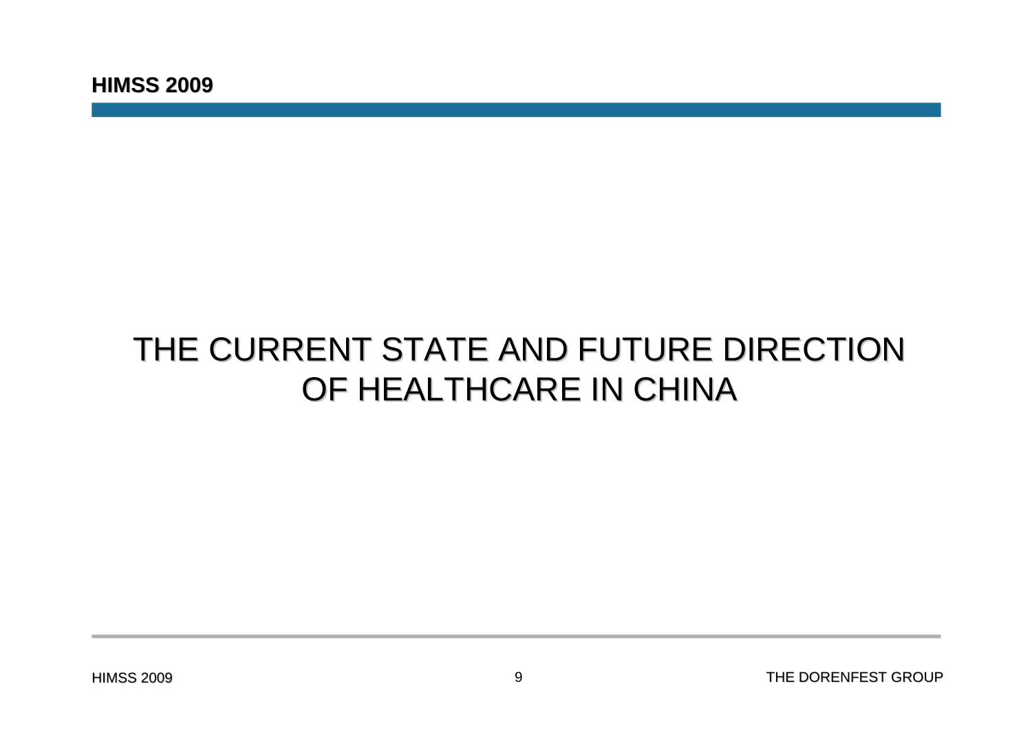# THE CURRENT STATE AND FUTURE DIRECTION OF HEALTHCARE IN CHINA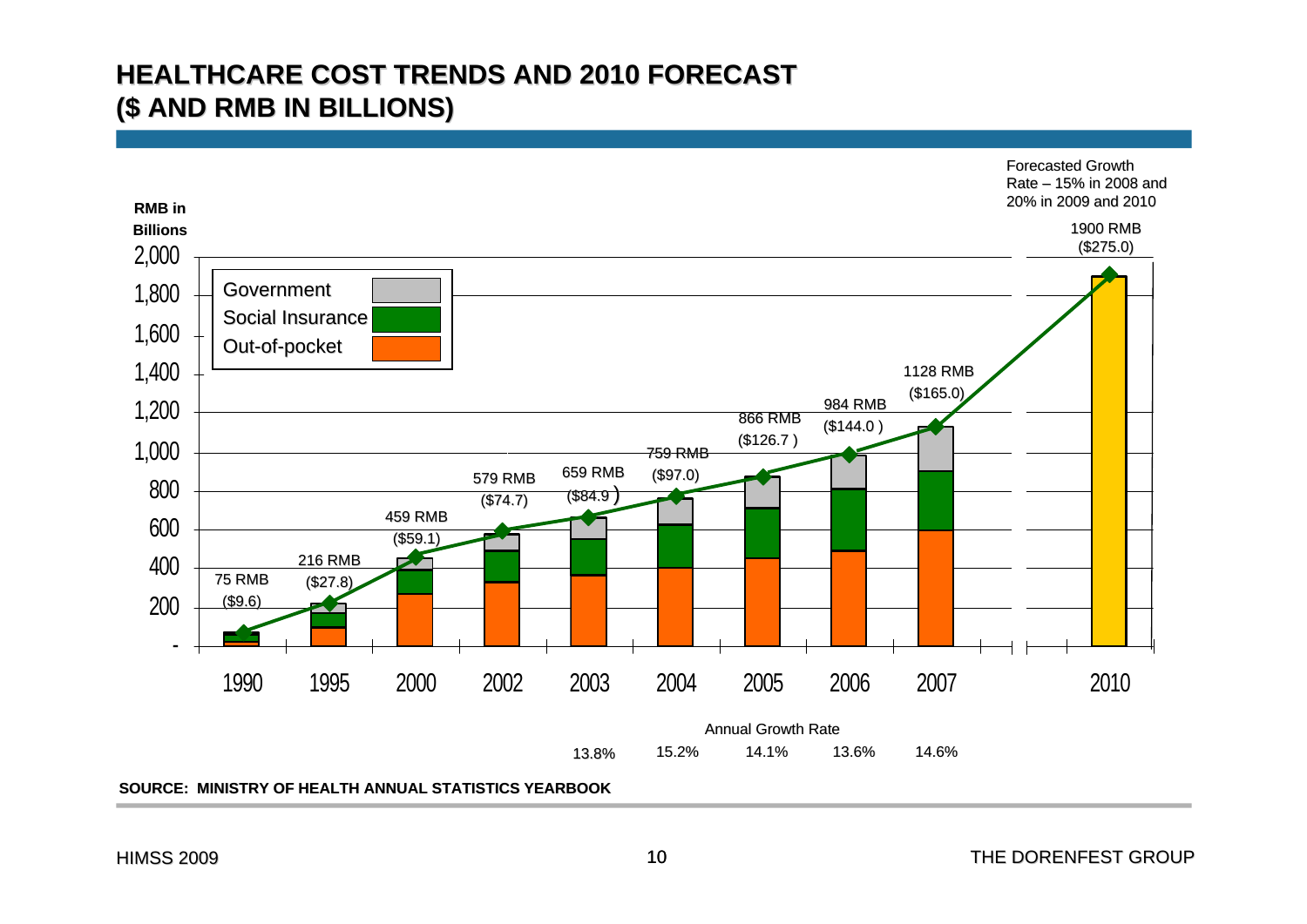# HEALTHCARE COST TRENDS AND 2010 FORECAST
# ($ AND RMB IN BILLIONS)

Forecasted Growth Rate – 15% in 2008 and 20% in 2009 and 2010

RMB in Billions

| Year | Total (RMB) | Total ($) | Annual Growth Rate |
|---|---|---|---|
| 1990 | 75 RMB | ($9.6) | |
| 1995 | 216 RMB | ($27.8) | |
| 2000 | 459 RMB | ($59.1) | |
| 2002 | 579 RMB | ($74.7) | |
| 2003 | 659 RMB | ($84.9) | 13.8% |
| 2004 | 759 RMB | ($97.0) | 15.2% |
| 2005 | 866 RMB | ($126.7) | 14.1% |
| 2006 | 984 RMB | ($144.0) | 13.6% |
| 2007 | 1128 RMB | ($165.0) | 14.6% |
| 2010 | 1900 RMB | ($275.0) | |

Legend: Government, Social Insurance, Out-of-pocket

SOURCE: MINISTRY OF HEALTH ANNUAL STATISTICS YEARBOOK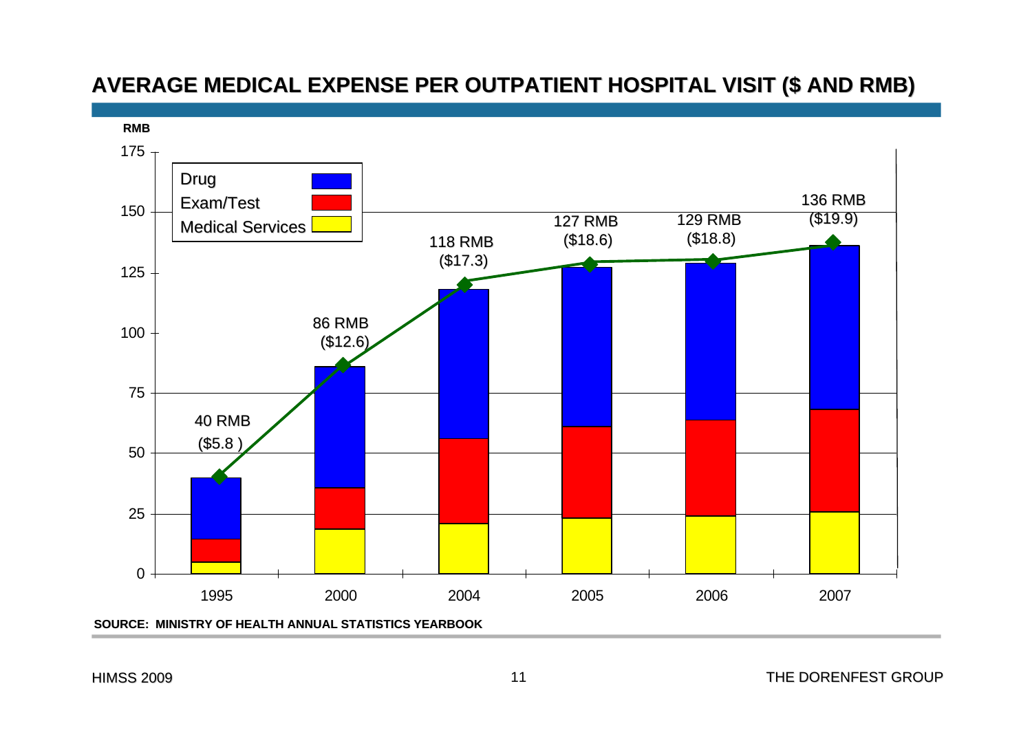# AVERAGE MEDICAL EXPENSE PER OUTPATIENT HOSPITAL VISIT ($ AND RMB)

RMB

| Year | Total |
|---|---|
| 1995 | 40 RMB ($5.8 ) |
| 2000 | 86 RMB ($12.6) |
| 2004 | 118 RMB ($17.3) |
| 2005 | 127 RMB ($18.6) |
| 2006 | 129 RMB ($18.8) |
| 2007 | 136 RMB ($19.9) |

Legend: Drug, Exam/Test, Medical Services

SOURCE: MINISTRY OF HEALTH ANNUAL STATISTICS YEARBOOK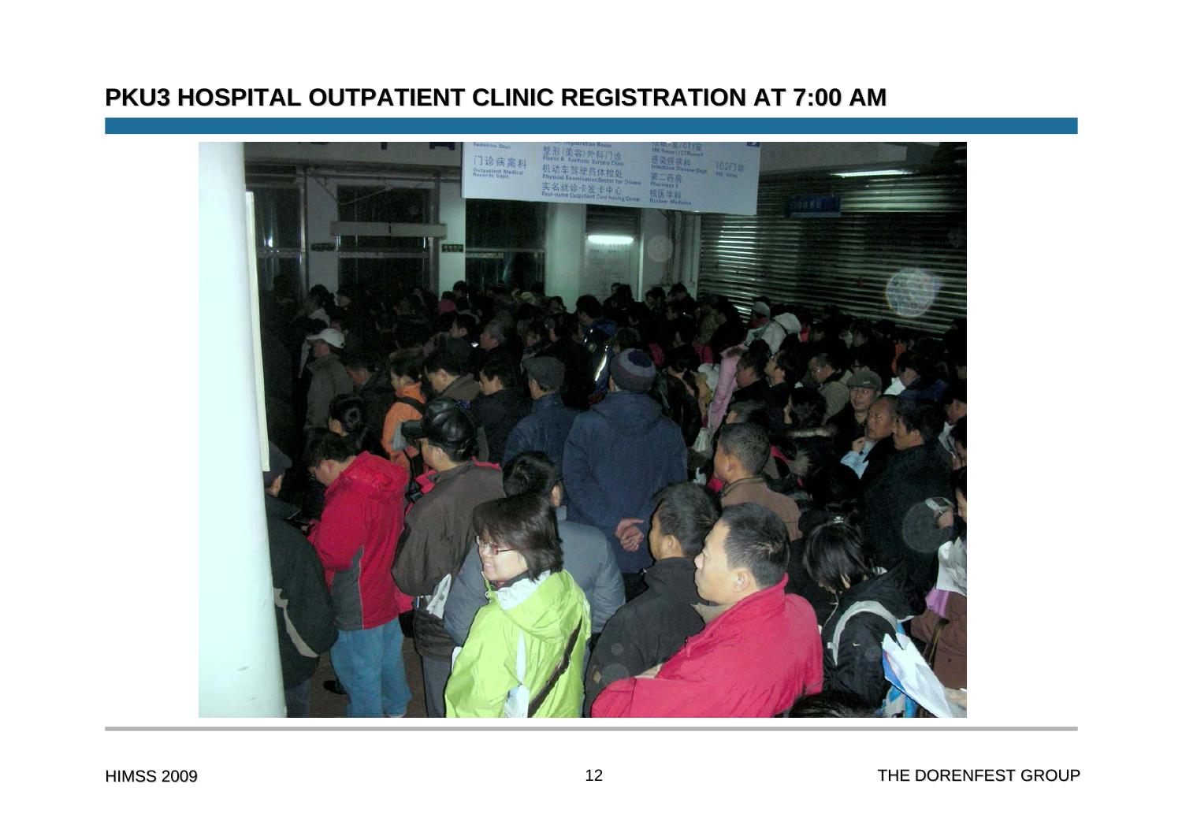# PKU3 HOSPITAL OUTPATIENT CLINIC REGISTRATION AT 7:00 AM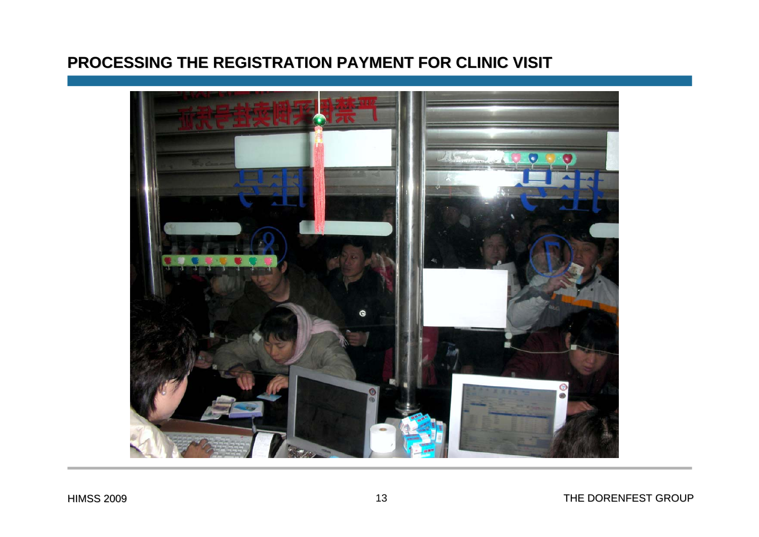# PROCESSING THE REGISTRATION PAYMENT FOR CLINIC VISIT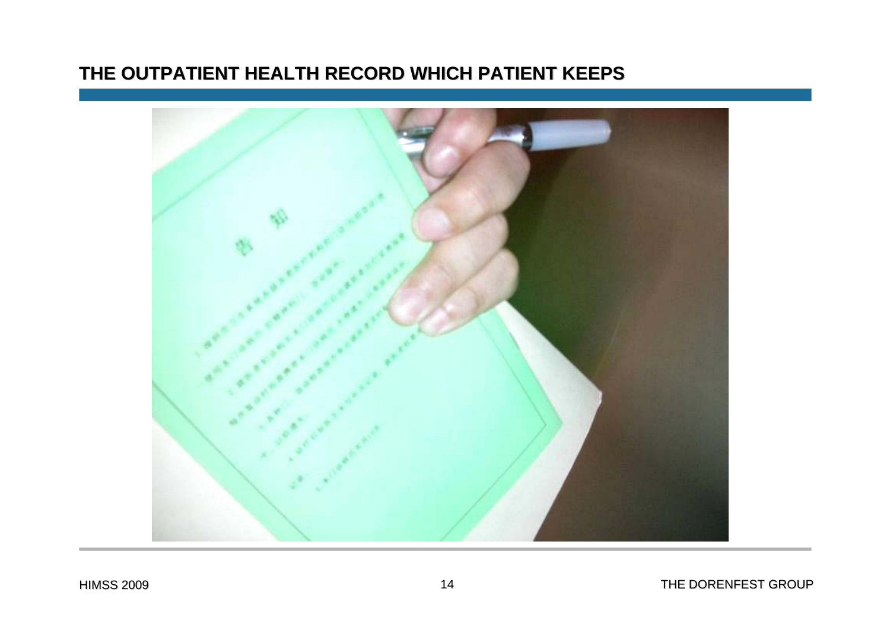# THE OUTPATIENT HEALTH RECORD WHICH PATIENT KEEPS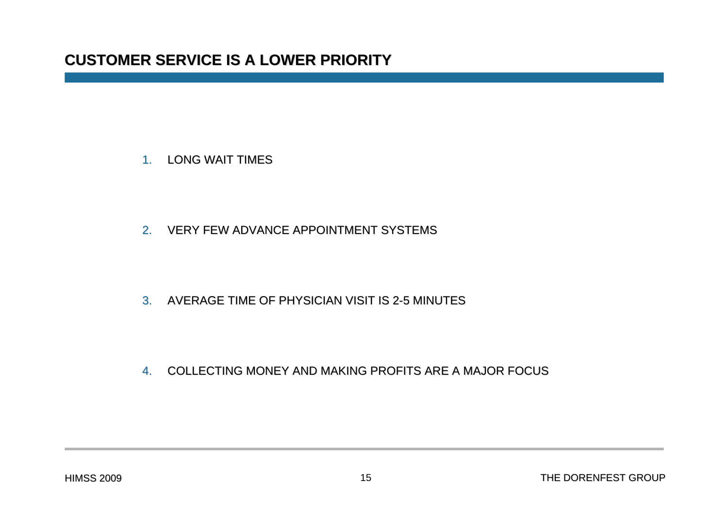## CUSTOMER SERVICE IS A LOWER PRIORITY

1. LONG WAIT TIMES
2. VERY FEW ADVANCE APPOINTMENT SYSTEMS
3. AVERAGE TIME OF PHYSICIAN VISIT IS 2-5 MINUTES
4. COLLECTING MONEY AND MAKING PROFITS ARE A MAJOR FOCUS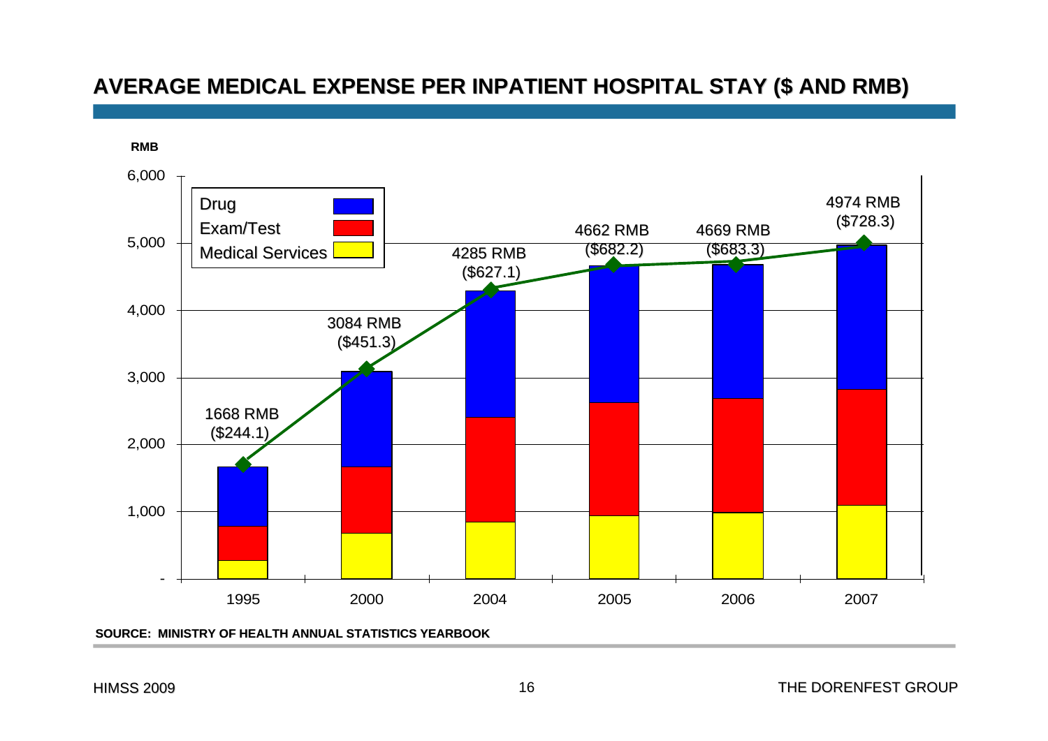# AVERAGE MEDICAL EXPENSE PER INPATIENT HOSPITAL STAY ($ AND RMB)

RMB

| Year | Total (RMB) | Total ($) |
|---|---|---|
| 1995 | 1668 RMB | ($244.1) |
| 2000 | 3084 RMB | ($451.3) |
| 2004 | 4285 RMB | ($627.1) |
| 2005 | 4662 RMB | ($682.2) |
| 2006 | 4669 RMB | ($683.3) |
| 2007 | 4974 RMB | ($728.3) |

Legend: Drug, Exam/Test, Medical Services

SOURCE: MINISTRY OF HEALTH ANNUAL STATISTICS YEARBOOK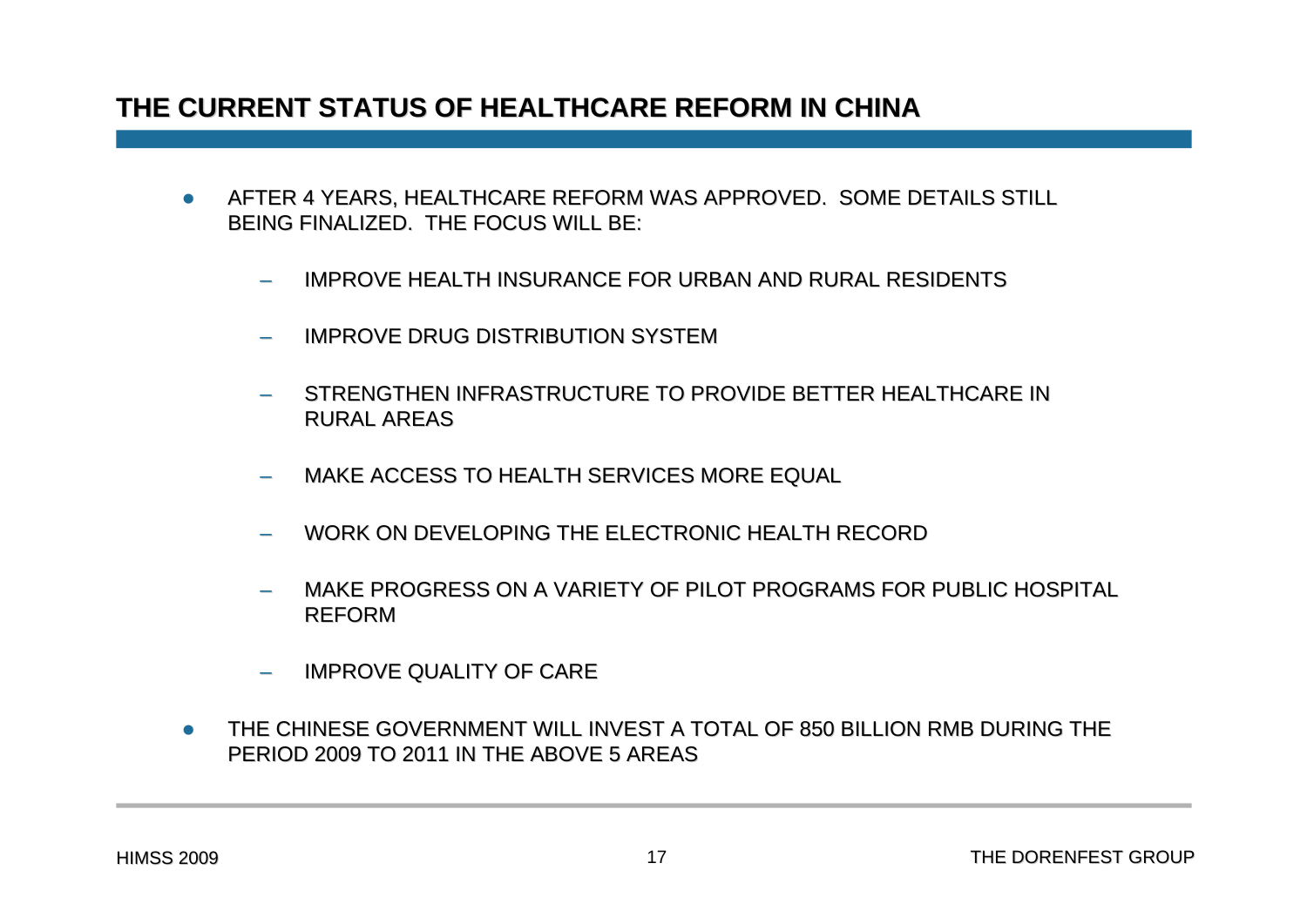# THE CURRENT STATUS OF HEALTHCARE REFORM IN CHINA

- AFTER 4 YEARS, HEALTHCARE REFORM WAS APPROVED. SOME DETAILS STILL BEING FINALIZED. THE FOCUS WILL BE:
  - IMPROVE HEALTH INSURANCE FOR URBAN AND RURAL RESIDENTS
  - IMPROVE DRUG DISTRIBUTION SYSTEM
  - STRENGTHEN INFRASTRUCTURE TO PROVIDE BETTER HEALTHCARE IN RURAL AREAS
  - MAKE ACCESS TO HEALTH SERVICES MORE EQUAL
  - WORK ON DEVELOPING THE ELECTRONIC HEALTH RECORD
  - MAKE PROGRESS ON A VARIETY OF PILOT PROGRAMS FOR PUBLIC HOSPITAL REFORM
  - IMPROVE QUALITY OF CARE
- THE CHINESE GOVERNMENT WILL INVEST A TOTAL OF 850 BILLION RMB DURING THE PERIOD 2009 TO 2011 IN THE ABOVE 5 AREAS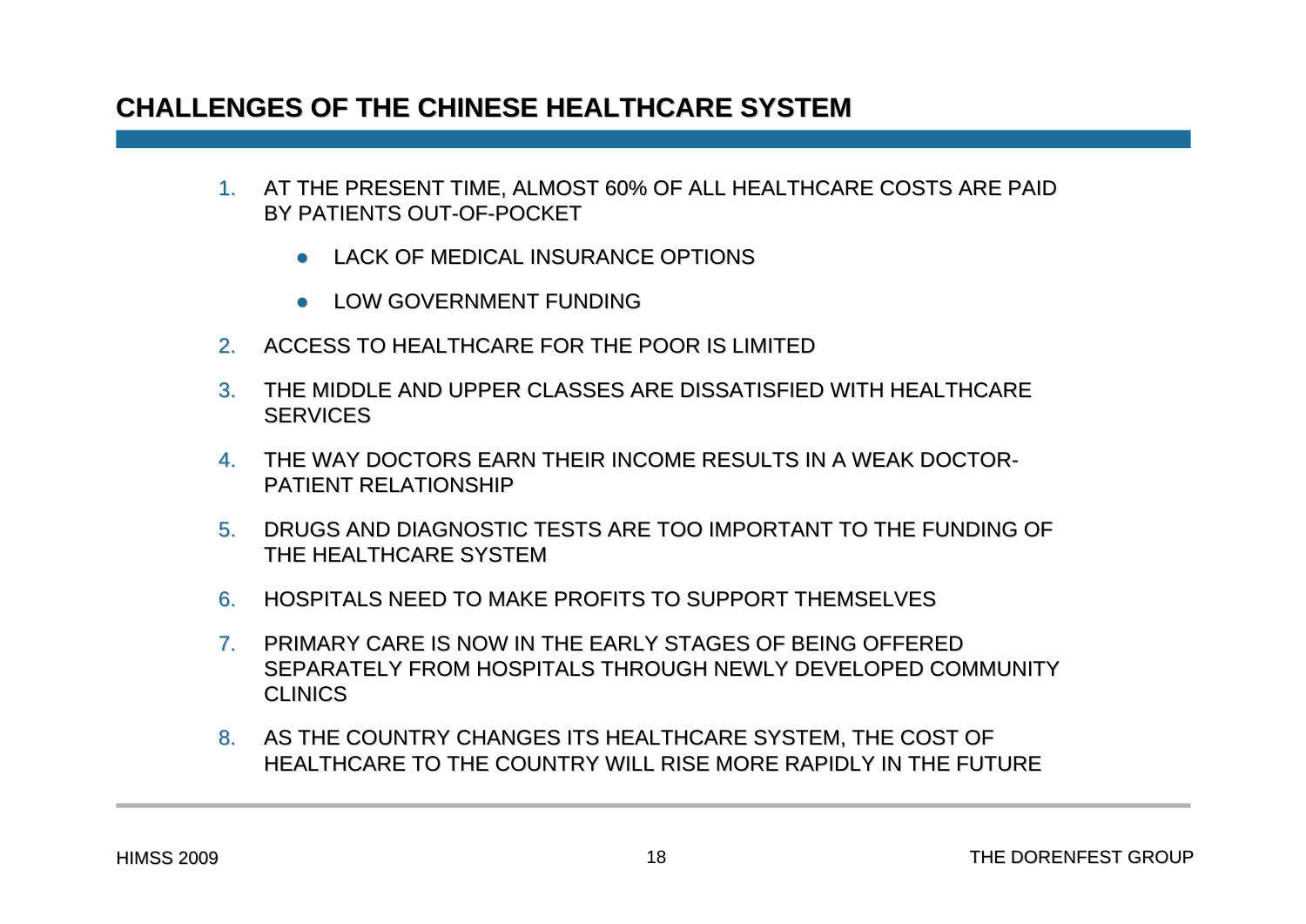## CHALLENGES OF THE CHINESE HEALTHCARE SYSTEM

1. AT THE PRESENT TIME, ALMOST 60% OF ALL HEALTHCARE COSTS ARE PAID BY PATIENTS OUT-OF-POCKET
   - LACK OF MEDICAL INSURANCE OPTIONS
   - LOW GOVERNMENT FUNDING
2. ACCESS TO HEALTHCARE FOR THE POOR IS LIMITED
3. THE MIDDLE AND UPPER CLASSES ARE DISSATISFIED WITH HEALTHCARE SERVICES
4. THE WAY DOCTORS EARN THEIR INCOME RESULTS IN A WEAK DOCTOR-PATIENT RELATIONSHIP
5. DRUGS AND DIAGNOSTIC TESTS ARE TOO IMPORTANT TO THE FUNDING OF THE HEALTHCARE SYSTEM
6. HOSPITALS NEED TO MAKE PROFITS TO SUPPORT THEMSELVES
7. PRIMARY CARE IS NOW IN THE EARLY STAGES OF BEING OFFERED SEPARATELY FROM HOSPITALS THROUGH NEWLY DEVELOPED COMMUNITY CLINICS
8. AS THE COUNTRY CHANGES ITS HEALTHCARE SYSTEM, THE COST OF HEALTHCARE TO THE COUNTRY WILL RISE MORE RAPIDLY IN THE FUTURE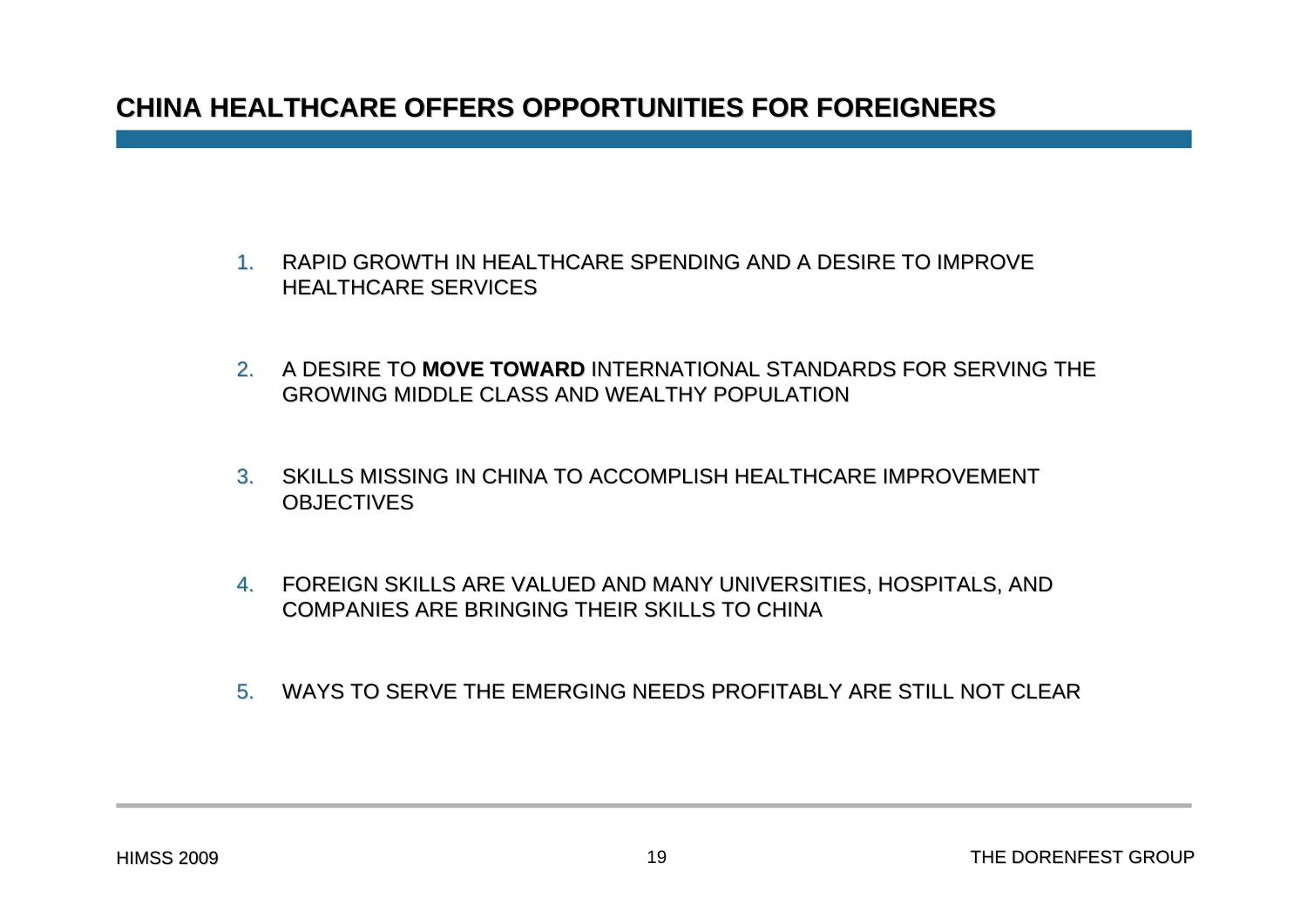## CHINA HEALTHCARE OFFERS OPPORTUNITIES FOR FOREIGNERS

1. RAPID GROWTH IN HEALTHCARE SPENDING AND A DESIRE TO IMPROVE HEALTHCARE SERVICES
2. A DESIRE TO **MOVE TOWARD** INTERNATIONAL STANDARDS FOR SERVING THE GROWING MIDDLE CLASS AND WEALTHY POPULATION
3. SKILLS MISSING IN CHINA TO ACCOMPLISH HEALTHCARE IMPROVEMENT OBJECTIVES
4. FOREIGN SKILLS ARE VALUED AND MANY UNIVERSITIES, HOSPITALS, AND COMPANIES ARE BRINGING THEIR SKILLS TO CHINA
5. WAYS TO SERVE THE EMERGING NEEDS PROFITABLY ARE STILL NOT CLEAR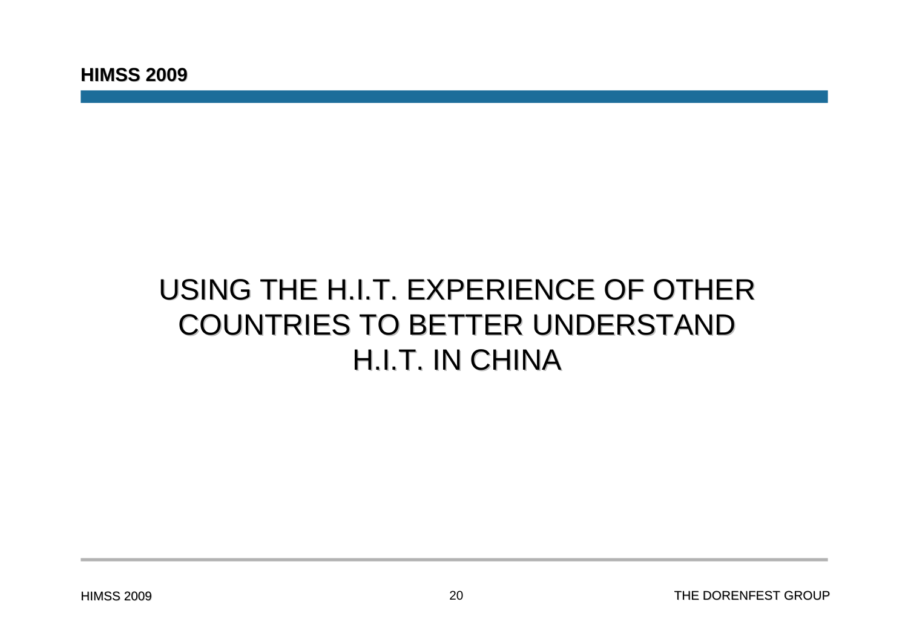# USING THE H.I.T. EXPERIENCE OF OTHER COUNTRIES TO BETTER UNDERSTAND H.I.T. IN CHINA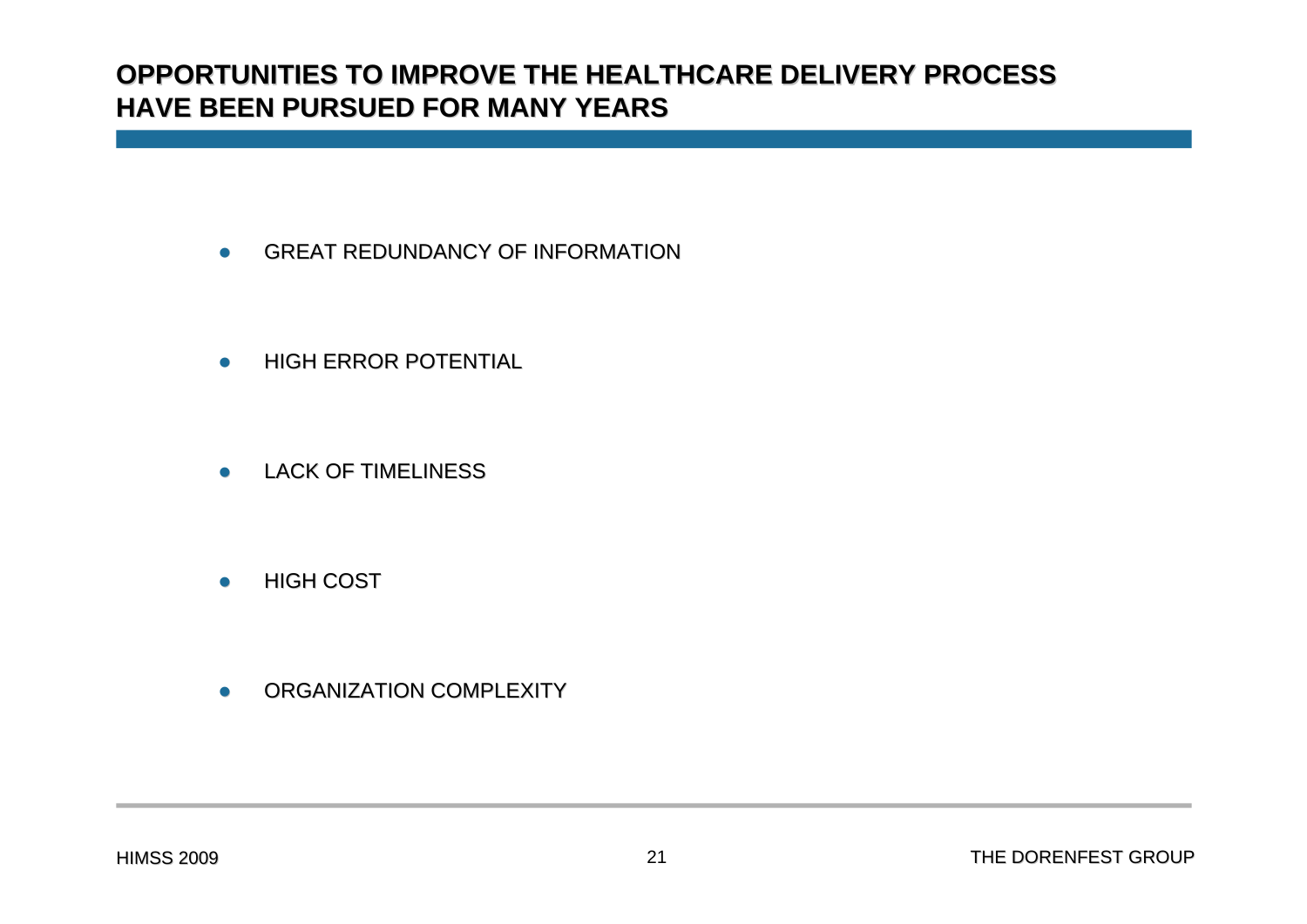## OPPORTUNITIES TO IMPROVE THE HEALTHCARE DELIVERY PROCESS HAVE BEEN PURSUED FOR MANY YEARS

- GREAT REDUNDANCY OF INFORMATION
- HIGH ERROR POTENTIAL
- LACK OF TIMELINESS
- HIGH COST
- ORGANIZATION COMPLEXITY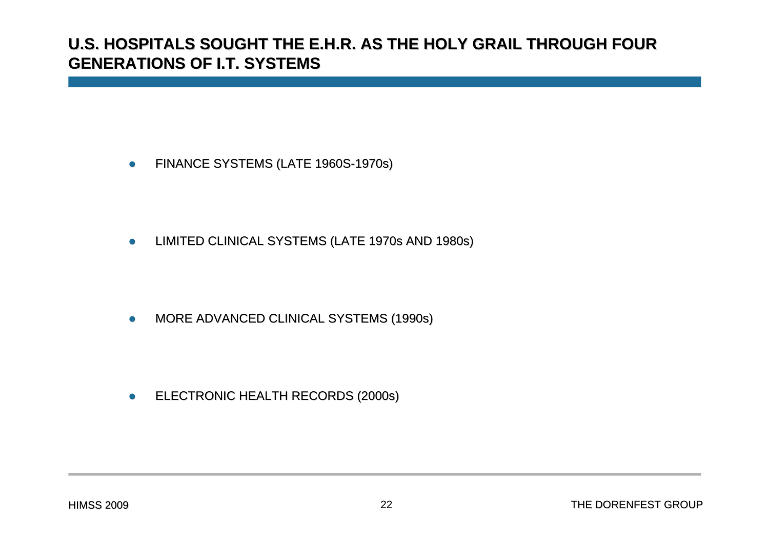## U.S. HOSPITALS SOUGHT THE E.H.R. AS THE HOLY GRAIL THROUGH FOUR GENERATIONS OF I.T. SYSTEMS

- FINANCE SYSTEMS (LATE 1960S-1970s)
- LIMITED CLINICAL SYSTEMS (LATE 1970s AND 1980s)
- MORE ADVANCED CLINICAL SYSTEMS (1990s)
- ELECTRONIC HEALTH RECORDS (2000s)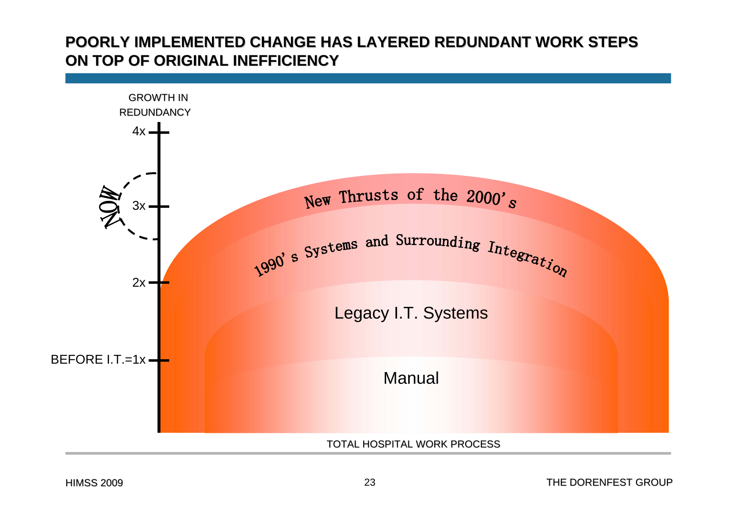## POORLY IMPLEMENTED CHANGE HAS LAYERED REDUNDANT WORK STEPS ON TOP OF ORIGINAL INEFFICIENCY

GROWTH IN REDUNDANCY

4x

NOW

3x

2x

BEFORE I.T.=1x

New Thrusts of the 2000's

1990's Systems and Surrounding Integration

Legacy I.T. Systems

Manual

TOTAL HOSPITAL WORK PROCESS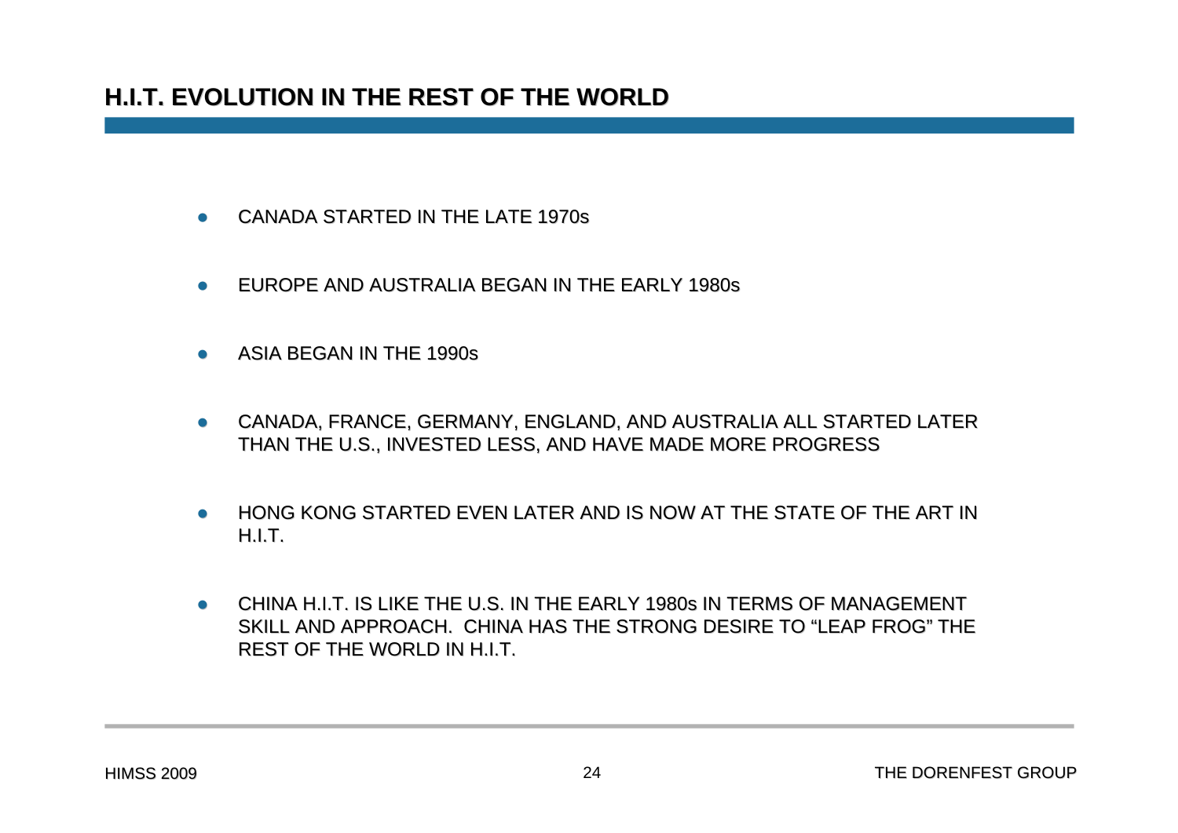## H.I.T. EVOLUTION IN THE REST OF THE WORLD

- CANADA STARTED IN THE LATE 1970s
- EUROPE AND AUSTRALIA BEGAN IN THE EARLY 1980s
- ASIA BEGAN IN THE 1990s
- CANADA, FRANCE, GERMANY, ENGLAND, AND AUSTRALIA ALL STARTED LATER THAN THE U.S., INVESTED LESS, AND HAVE MADE MORE PROGRESS
- HONG KONG STARTED EVEN LATER AND IS NOW AT THE STATE OF THE ART IN H.I.T.
- CHINA H.I.T. IS LIKE THE U.S. IN THE EARLY 1980s IN TERMS OF MANAGEMENT SKILL AND APPROACH. CHINA HAS THE STRONG DESIRE TO "LEAP FROG" THE REST OF THE WORLD IN H.I.T.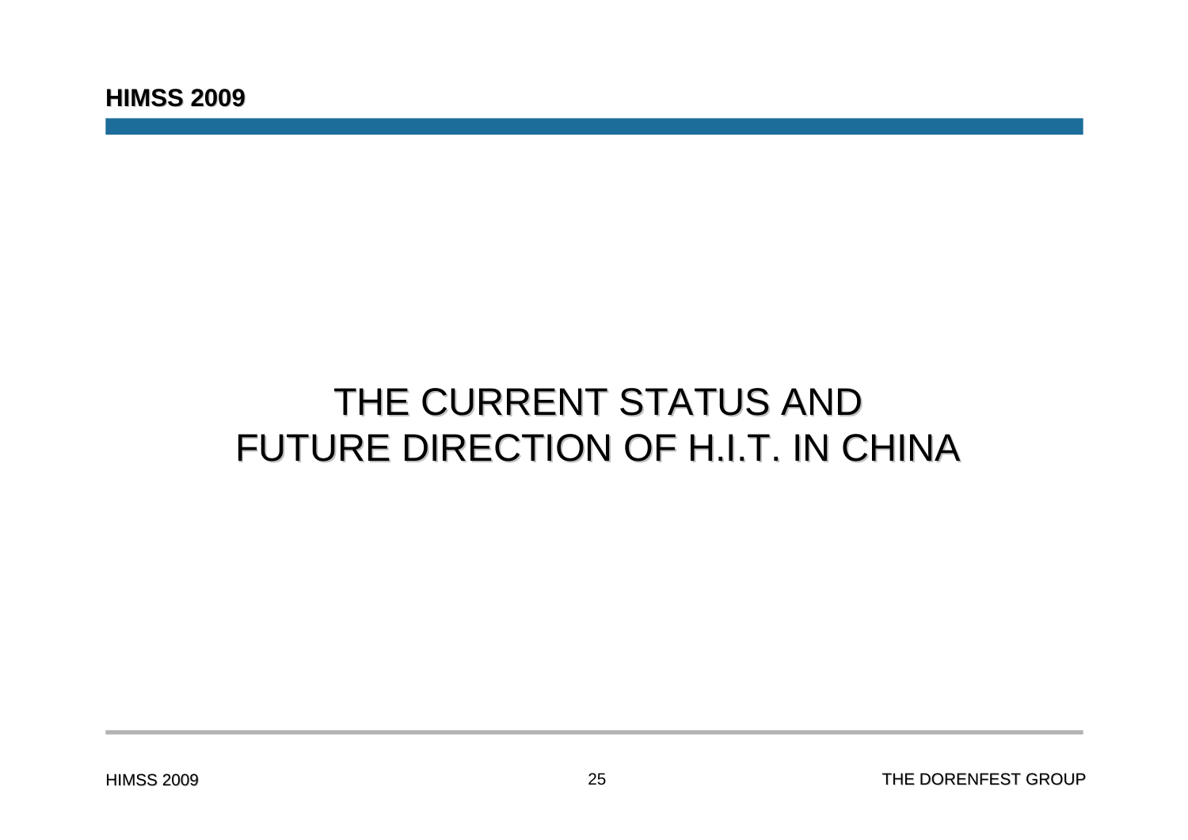# THE CURRENT STATUS AND FUTURE DIRECTION OF H.I.T. IN CHINA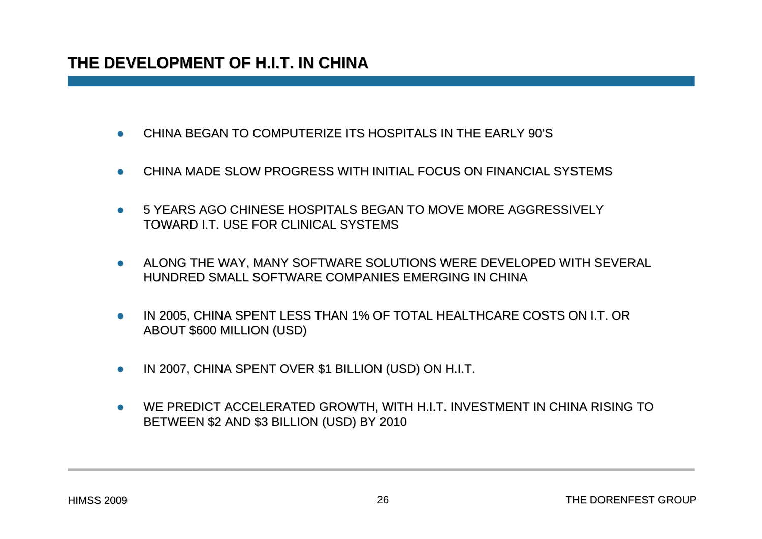# THE DEVELOPMENT OF H.I.T. IN CHINA

- CHINA BEGAN TO COMPUTERIZE ITS HOSPITALS IN THE EARLY 90'S
- CHINA MADE SLOW PROGRESS WITH INITIAL FOCUS ON FINANCIAL SYSTEMS
- 5 YEARS AGO CHINESE HOSPITALS BEGAN TO MOVE MORE AGGRESSIVELY TOWARD I.T. USE FOR CLINICAL SYSTEMS
- ALONG THE WAY, MANY SOFTWARE SOLUTIONS WERE DEVELOPED WITH SEVERAL HUNDRED SMALL SOFTWARE COMPANIES EMERGING IN CHINA
- IN 2005, CHINA SPENT LESS THAN 1% OF TOTAL HEALTHCARE COSTS ON I.T. OR ABOUT $600 MILLION (USD)
- IN 2007, CHINA SPENT OVER $1 BILLION (USD) ON H.I.T.
- WE PREDICT ACCELERATED GROWTH, WITH H.I.T. INVESTMENT IN CHINA RISING TO BETWEEN $2 AND $3 BILLION (USD) BY 2010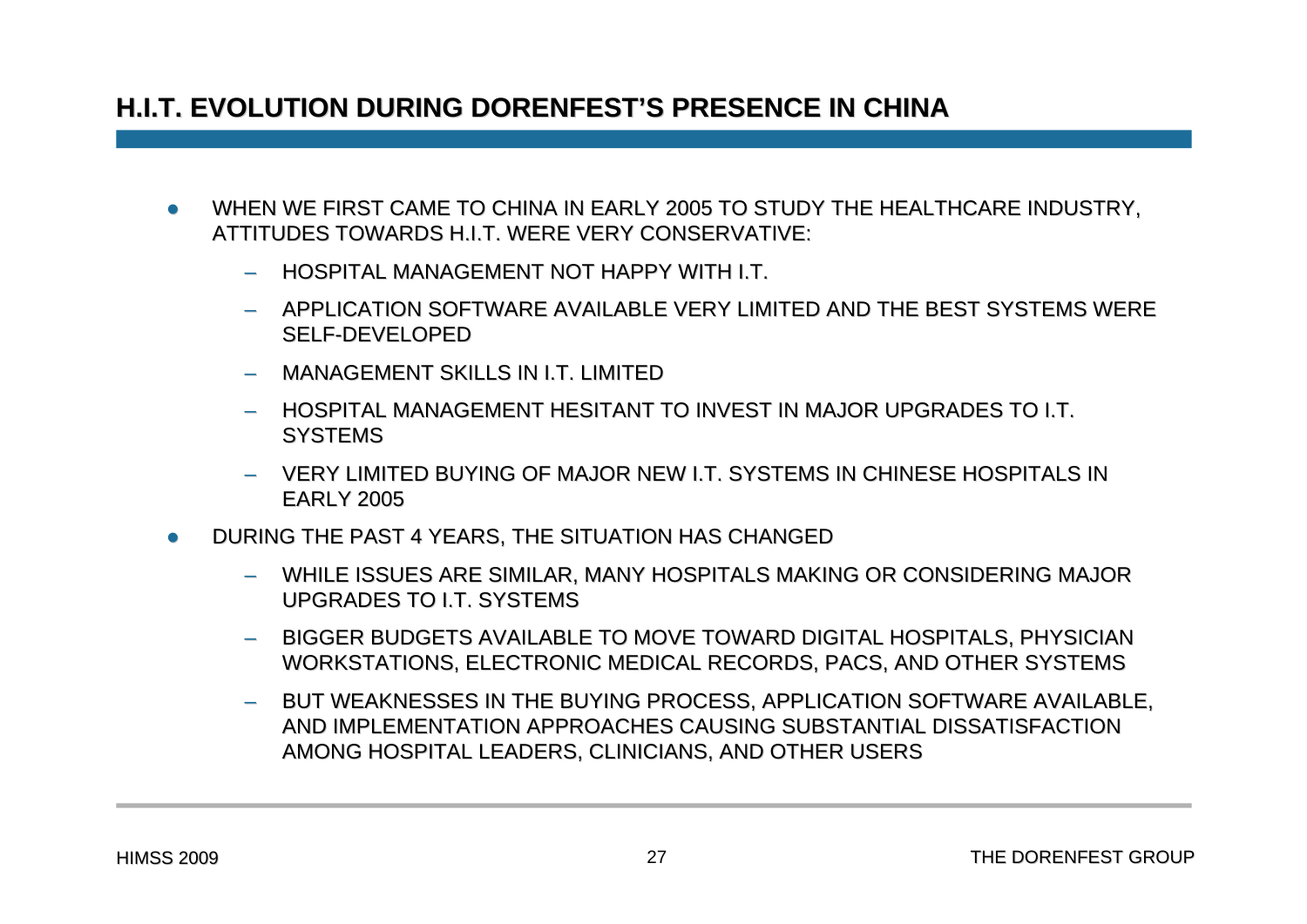## H.I.T. EVOLUTION DURING DORENFEST'S PRESENCE IN CHINA

- WHEN WE FIRST CAME TO CHINA IN EARLY 2005 TO STUDY THE HEALTHCARE INDUSTRY, ATTITUDES TOWARDS H.I.T. WERE VERY CONSERVATIVE:
  - HOSPITAL MANAGEMENT NOT HAPPY WITH I.T.
  - APPLICATION SOFTWARE AVAILABLE VERY LIMITED AND THE BEST SYSTEMS WERE SELF-DEVELOPED
  - MANAGEMENT SKILLS IN I.T. LIMITED
  - HOSPITAL MANAGEMENT HESITANT TO INVEST IN MAJOR UPGRADES TO I.T. SYSTEMS
  - VERY LIMITED BUYING OF MAJOR NEW I.T. SYSTEMS IN CHINESE HOSPITALS IN EARLY 2005
- DURING THE PAST 4 YEARS, THE SITUATION HAS CHANGED
  - WHILE ISSUES ARE SIMILAR, MANY HOSPITALS MAKING OR CONSIDERING MAJOR UPGRADES TO I.T. SYSTEMS
  - BIGGER BUDGETS AVAILABLE TO MOVE TOWARD DIGITAL HOSPITALS, PHYSICIAN WORKSTATIONS, ELECTRONIC MEDICAL RECORDS, PACS, AND OTHER SYSTEMS
  - BUT WEAKNESSES IN THE BUYING PROCESS, APPLICATION SOFTWARE AVAILABLE, AND IMPLEMENTATION APPROACHES CAUSING SUBSTANTIAL DISSATISFACTION AMONG HOSPITAL LEADERS, CLINICIANS, AND OTHER USERS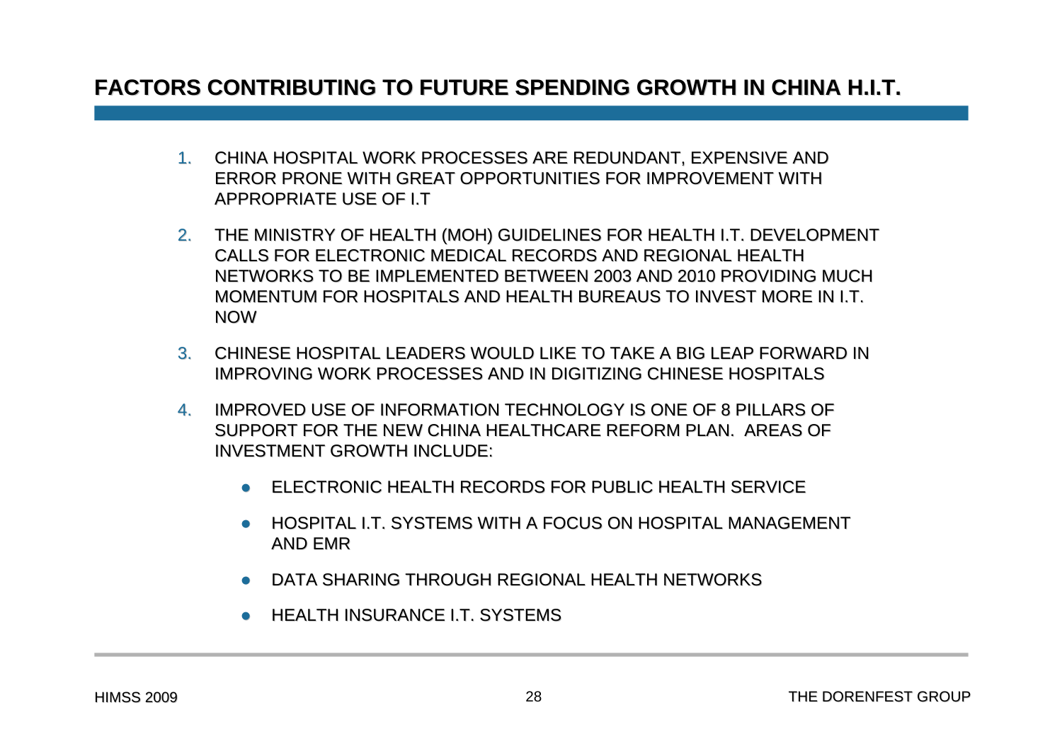# FACTORS CONTRIBUTING TO FUTURE SPENDING GROWTH IN CHINA H.I.T.

1. CHINA HOSPITAL WORK PROCESSES ARE REDUNDANT, EXPENSIVE AND ERROR PRONE WITH GREAT OPPORTUNITIES FOR IMPROVEMENT WITH APPROPRIATE USE OF I.T
2. THE MINISTRY OF HEALTH (MOH) GUIDELINES FOR HEALTH I.T. DEVELOPMENT CALLS FOR ELECTRONIC MEDICAL RECORDS AND REGIONAL HEALTH NETWORKS TO BE IMPLEMENTED BETWEEN 2003 AND 2010 PROVIDING MUCH MOMENTUM FOR HOSPITALS AND HEALTH BUREAUS TO INVEST MORE IN I.T. NOW
3. CHINESE HOSPITAL LEADERS WOULD LIKE TO TAKE A BIG LEAP FORWARD IN IMPROVING WORK PROCESSES AND IN DIGITIZING CHINESE HOSPITALS
4. IMPROVED USE OF INFORMATION TECHNOLOGY IS ONE OF 8 PILLARS OF SUPPORT FOR THE NEW CHINA HEALTHCARE REFORM PLAN. AREAS OF INVESTMENT GROWTH INCLUDE:
   - ELECTRONIC HEALTH RECORDS FOR PUBLIC HEALTH SERVICE
   - HOSPITAL I.T. SYSTEMS WITH A FOCUS ON HOSPITAL MANAGEMENT AND EMR
   - DATA SHARING THROUGH REGIONAL HEALTH NETWORKS
   - HEALTH INSURANCE I.T. SYSTEMS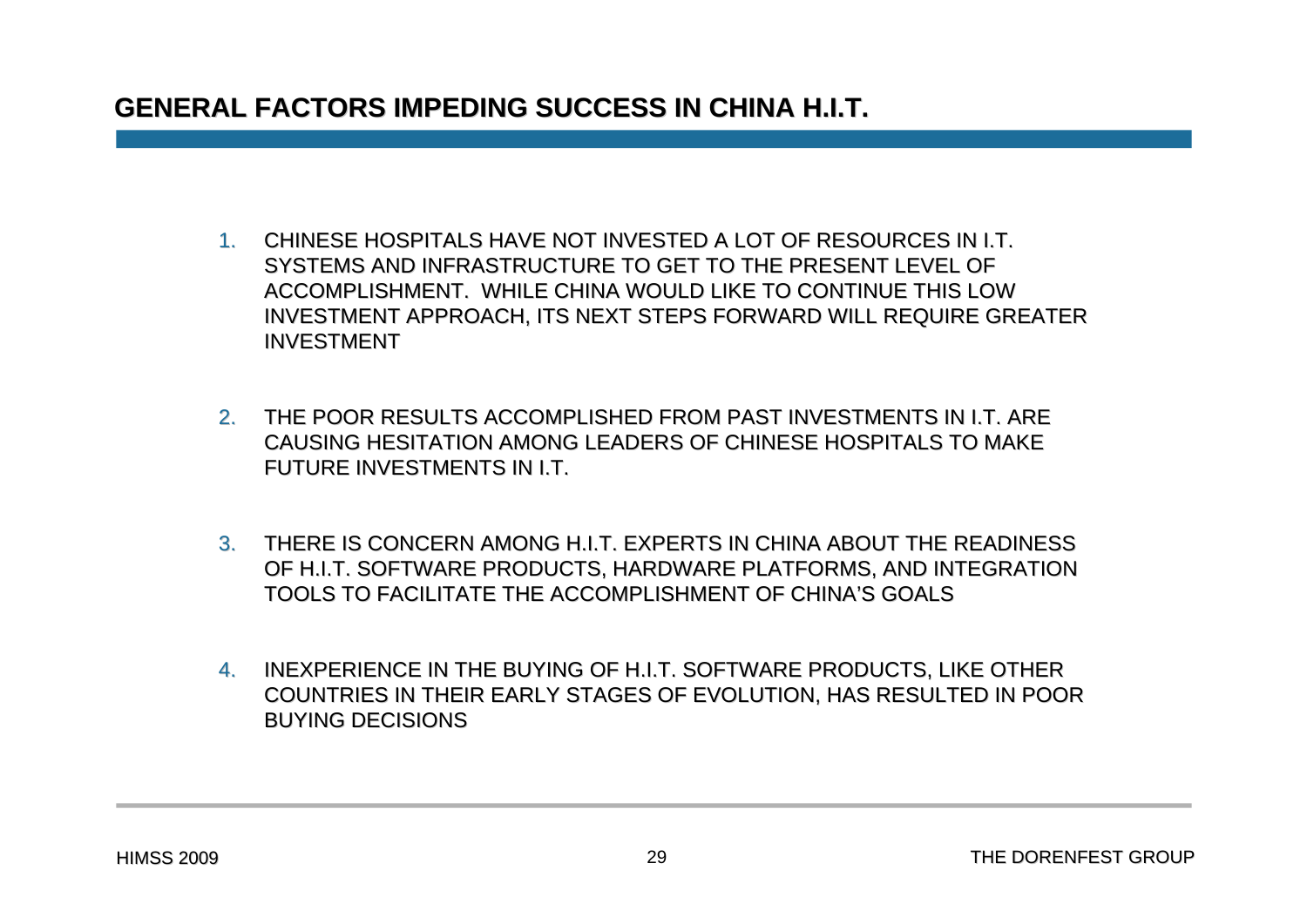# GENERAL FACTORS IMPEDING SUCCESS IN CHINA H.I.T.

1. CHINESE HOSPITALS HAVE NOT INVESTED A LOT OF RESOURCES IN I.T. SYSTEMS AND INFRASTRUCTURE TO GET TO THE PRESENT LEVEL OF ACCOMPLISHMENT. WHILE CHINA WOULD LIKE TO CONTINUE THIS LOW INVESTMENT APPROACH, ITS NEXT STEPS FORWARD WILL REQUIRE GREATER INVESTMENT

2. THE POOR RESULTS ACCOMPLISHED FROM PAST INVESTMENTS IN I.T. ARE CAUSING HESITATION AMONG LEADERS OF CHINESE HOSPITALS TO MAKE FUTURE INVESTMENTS IN I.T.

3. THERE IS CONCERN AMONG H.I.T. EXPERTS IN CHINA ABOUT THE READINESS OF H.I.T. SOFTWARE PRODUCTS, HARDWARE PLATFORMS, AND INTEGRATION TOOLS TO FACILITATE THE ACCOMPLISHMENT OF CHINA'S GOALS

4. INEXPERIENCE IN THE BUYING OF H.I.T. SOFTWARE PRODUCTS, LIKE OTHER COUNTRIES IN THEIR EARLY STAGES OF EVOLUTION, HAS RESULTED IN POOR BUYING DECISIONS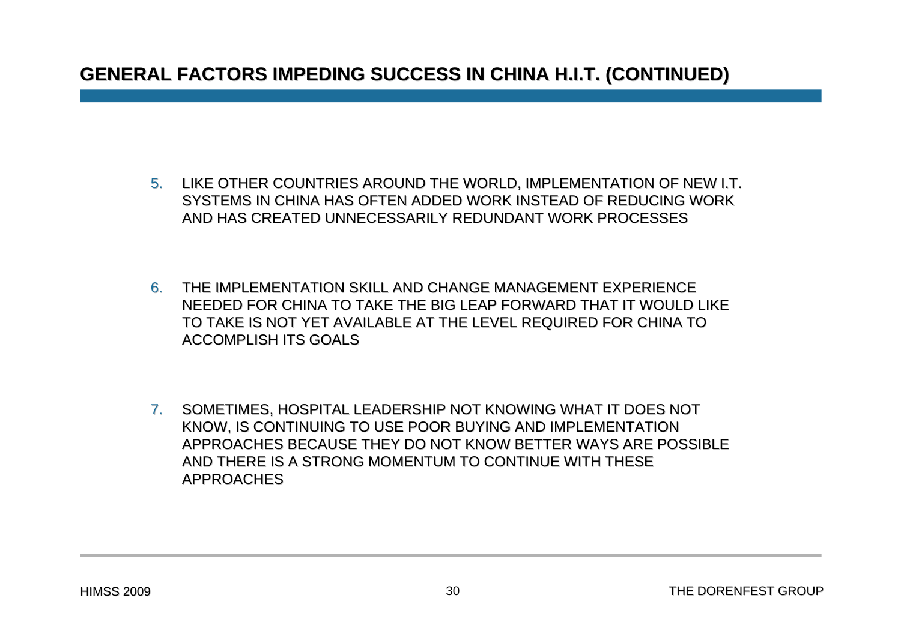## GENERAL FACTORS IMPEDING SUCCESS IN CHINA H.I.T. (CONTINUED)

5. LIKE OTHER COUNTRIES AROUND THE WORLD, IMPLEMENTATION OF NEW I.T. SYSTEMS IN CHINA HAS OFTEN ADDED WORK INSTEAD OF REDUCING WORK AND HAS CREATED UNNECESSARILY REDUNDANT WORK PROCESSES

6. THE IMPLEMENTATION SKILL AND CHANGE MANAGEMENT EXPERIENCE NEEDED FOR CHINA TO TAKE THE BIG LEAP FORWARD THAT IT WOULD LIKE TO TAKE IS NOT YET AVAILABLE AT THE LEVEL REQUIRED FOR CHINA TO ACCOMPLISH ITS GOALS

7. SOMETIMES, HOSPITAL LEADERSHIP NOT KNOWING WHAT IT DOES NOT KNOW, IS CONTINUING TO USE POOR BUYING AND IMPLEMENTATION APPROACHES BECAUSE THEY DO NOT KNOW BETTER WAYS ARE POSSIBLE AND THERE IS A STRONG MOMENTUM TO CONTINUE WITH THESE APPROACHES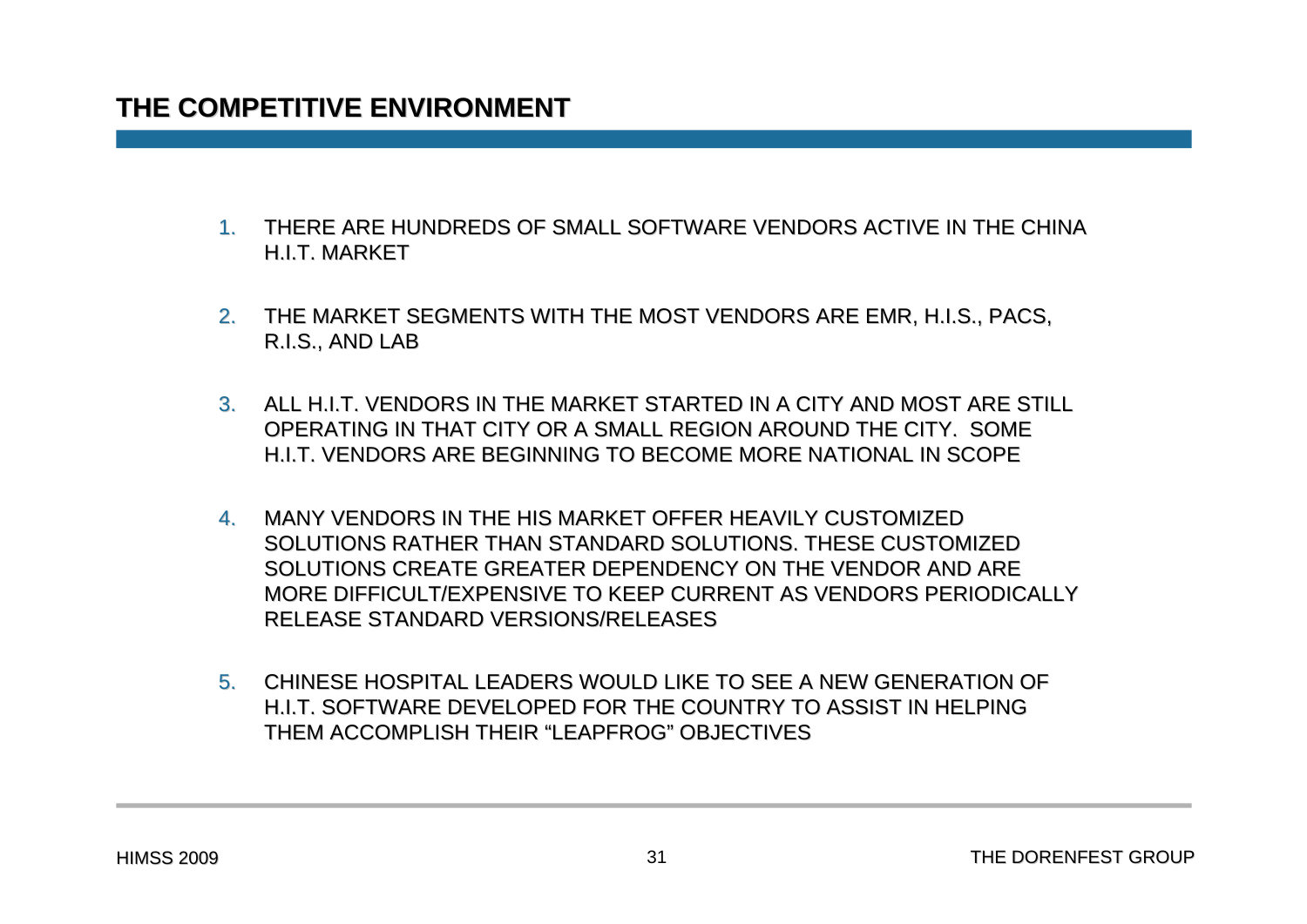## THE COMPETITIVE ENVIRONMENT

1. THERE ARE HUNDREDS OF SMALL SOFTWARE VENDORS ACTIVE IN THE CHINA H.I.T. MARKET
2. THE MARKET SEGMENTS WITH THE MOST VENDORS ARE EMR, H.I.S., PACS, R.I.S., AND LAB
3. ALL H.I.T. VENDORS IN THE MARKET STARTED IN A CITY AND MOST ARE STILL OPERATING IN THAT CITY OR A SMALL REGION AROUND THE CITY. SOME H.I.T. VENDORS ARE BEGINNING TO BECOME MORE NATIONAL IN SCOPE
4. MANY VENDORS IN THE HIS MARKET OFFER HEAVILY CUSTOMIZED SOLUTIONS RATHER THAN STANDARD SOLUTIONS. THESE CUSTOMIZED SOLUTIONS CREATE GREATER DEPENDENCY ON THE VENDOR AND ARE MORE DIFFICULT/EXPENSIVE TO KEEP CURRENT AS VENDORS PERIODICALLY RELEASE STANDARD VERSIONS/RELEASES
5. CHINESE HOSPITAL LEADERS WOULD LIKE TO SEE A NEW GENERATION OF H.I.T. SOFTWARE DEVELOPED FOR THE COUNTRY TO ASSIST IN HELPING THEM ACCOMPLISH THEIR “LEAPFROG” OBJECTIVES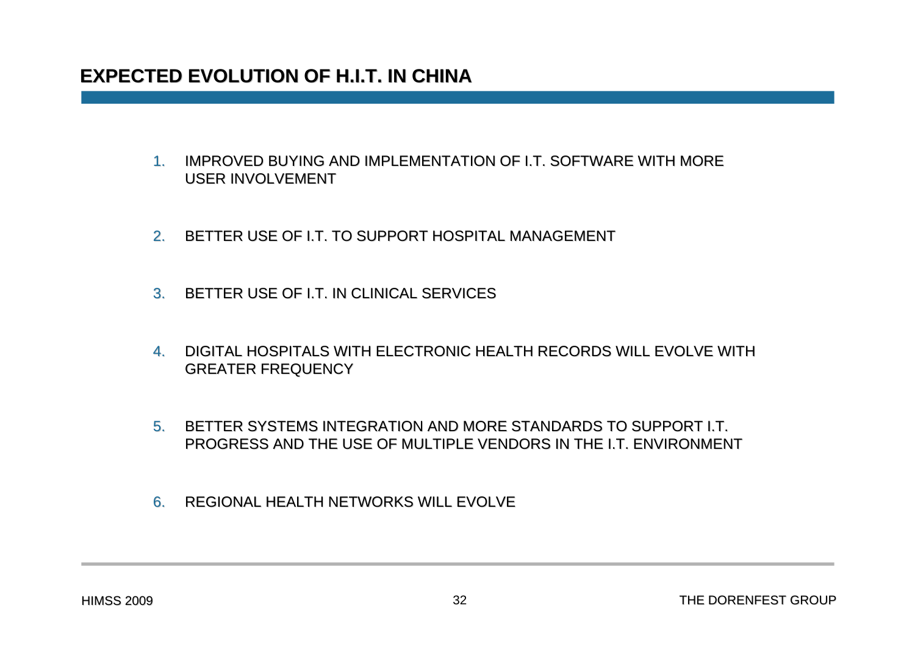## EXPECTED EVOLUTION OF H.I.T. IN CHINA

1. IMPROVED BUYING AND IMPLEMENTATION OF I.T. SOFTWARE WITH MORE USER INVOLVEMENT

2. BETTER USE OF I.T. TO SUPPORT HOSPITAL MANAGEMENT

3. BETTER USE OF I.T. IN CLINICAL SERVICES

4. DIGITAL HOSPITALS WITH ELECTRONIC HEALTH RECORDS WILL EVOLVE WITH GREATER FREQUENCY

5. BETTER SYSTEMS INTEGRATION AND MORE STANDARDS TO SUPPORT I.T. PROGRESS AND THE USE OF MULTIPLE VENDORS IN THE I.T. ENVIRONMENT

6. REGIONAL HEALTH NETWORKS WILL EVOLVE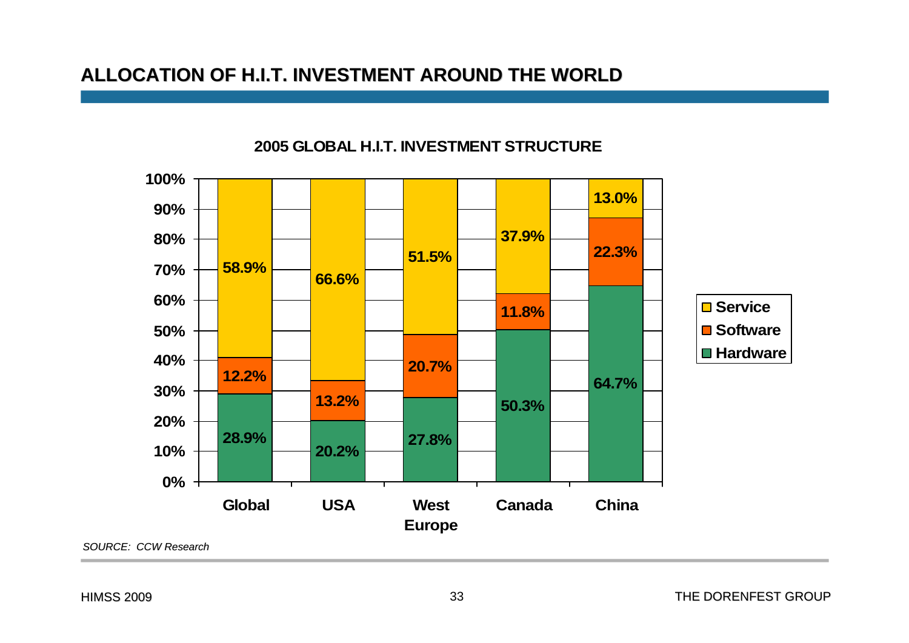# ALLOCATION OF H.I.T. INVESTMENT AROUND THE WORLD

**2005 GLOBAL H.I.T. INVESTMENT STRUCTURE**

| | Global | USA | West Europe | Canada | China |
|---|---|---|---|---|---|
| Service | 58.9% | 66.6% | 51.5% | 37.9% | 13.0% |
| Software | 12.2% | 13.2% | 20.7% | 11.8% | 22.3% |
| Hardware | 28.9% | 20.2% | 27.8% | 50.3% | 64.7% |

*SOURCE: CCW Research*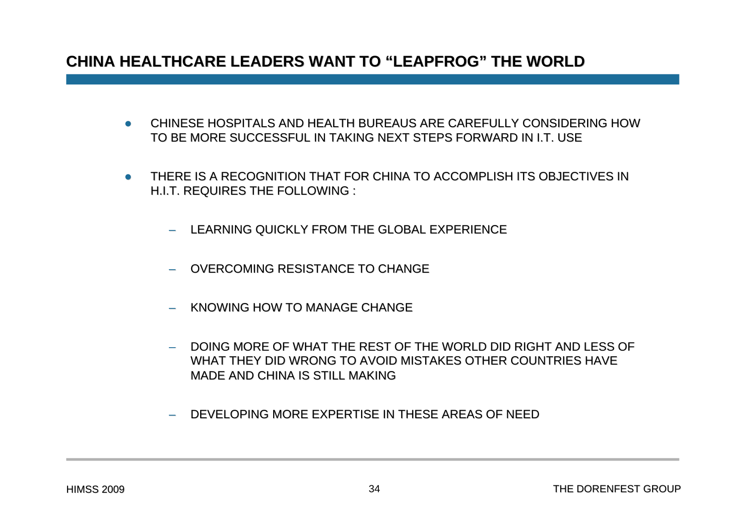## CHINA HEALTHCARE LEADERS WANT TO "LEAPFROG" THE WORLD

- CHINESE HOSPITALS AND HEALTH BUREAUS ARE CAREFULLY CONSIDERING HOW TO BE MORE SUCCESSFUL IN TAKING NEXT STEPS FORWARD IN I.T. USE

- THERE IS A RECOGNITION THAT FOR CHINA TO ACCOMPLISH ITS OBJECTIVES IN H.I.T. REQUIRES THE FOLLOWING :

  - LEARNING QUICKLY FROM THE GLOBAL EXPERIENCE

  - OVERCOMING RESISTANCE TO CHANGE

  - KNOWING HOW TO MANAGE CHANGE

  - DOING MORE OF WHAT THE REST OF THE WORLD DID RIGHT AND LESS OF WHAT THEY DID WRONG TO AVOID MISTAKES OTHER COUNTRIES HAVE MADE AND CHINA IS STILL MAKING

  - DEVELOPING MORE EXPERTISE IN THESE AREAS OF NEED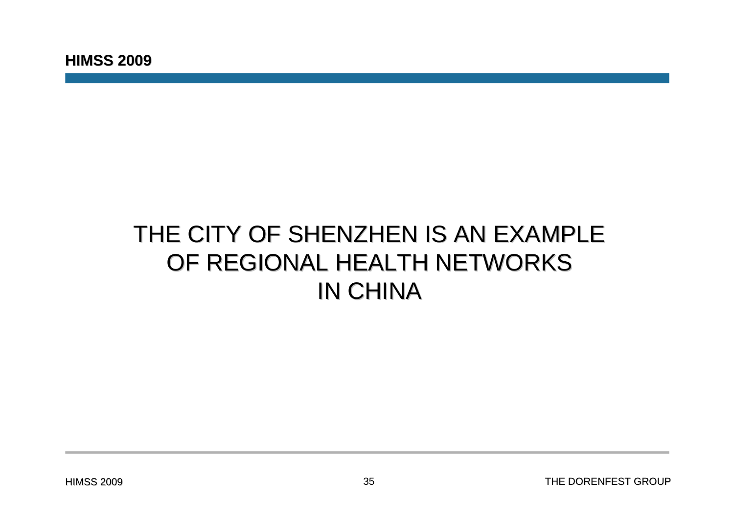# THE CITY OF SHENZHEN IS AN EXAMPLE OF REGIONAL HEALTH NETWORKS IN CHINA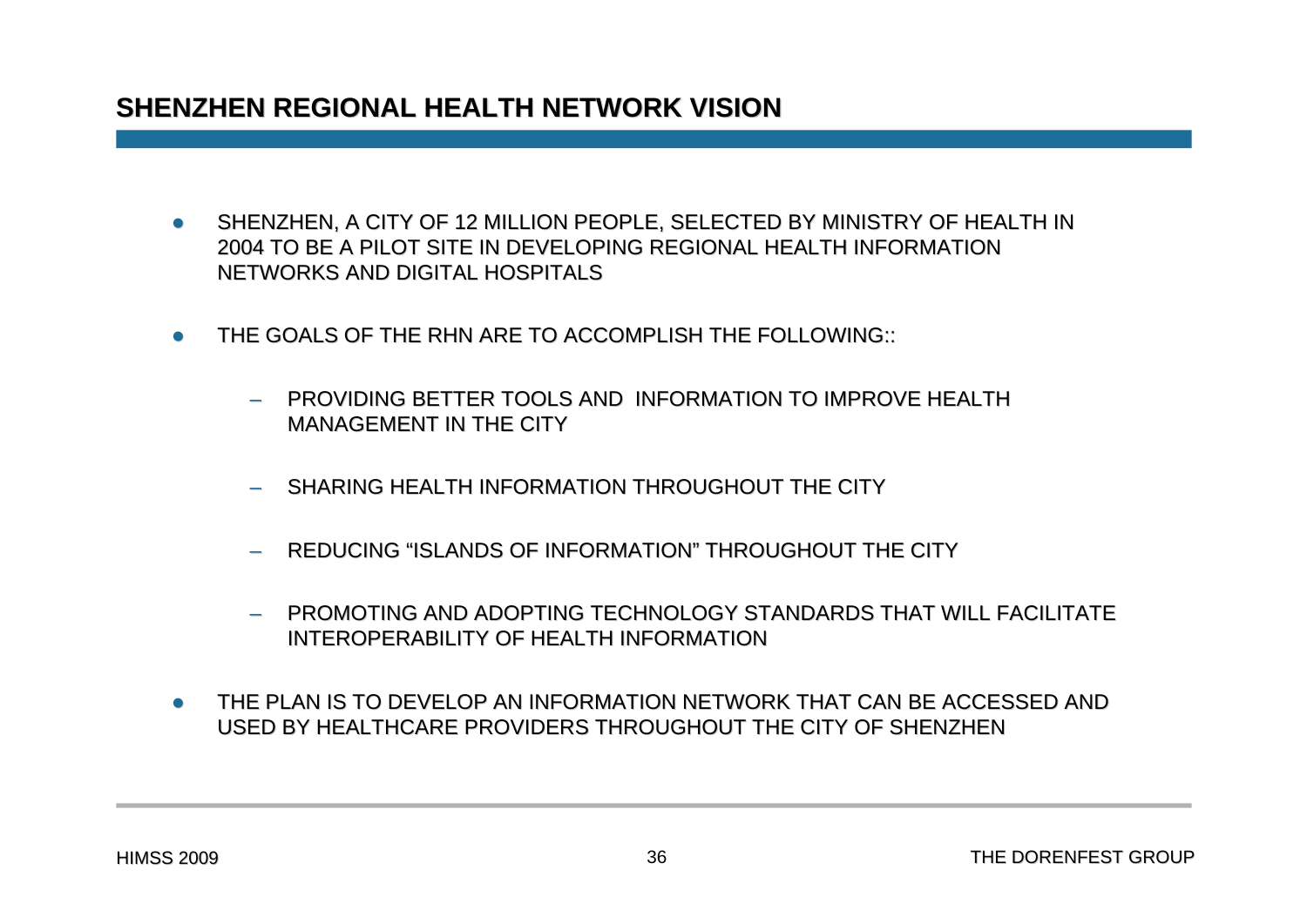## SHENZHEN REGIONAL HEALTH NETWORK VISION

- SHENZHEN, A CITY OF 12 MILLION PEOPLE, SELECTED BY MINISTRY OF HEALTH IN 2004 TO BE A PILOT SITE IN DEVELOPING REGIONAL HEALTH INFORMATION NETWORKS AND DIGITAL HOSPITALS

- THE GOALS OF THE RHN ARE TO ACCOMPLISH THE FOLLOWING::

  - PROVIDING BETTER TOOLS AND INFORMATION TO IMPROVE HEALTH MANAGEMENT IN THE CITY

  - SHARING HEALTH INFORMATION THROUGHOUT THE CITY

  - REDUCING "ISLANDS OF INFORMATION" THROUGHOUT THE CITY

  - PROMOTING AND ADOPTING TECHNOLOGY STANDARDS THAT WILL FACILITATE INTEROPERABILITY OF HEALTH INFORMATION

- THE PLAN IS TO DEVELOP AN INFORMATION NETWORK THAT CAN BE ACCESSED AND USED BY HEALTHCARE PROVIDERS THROUGHOUT THE CITY OF SHENZHEN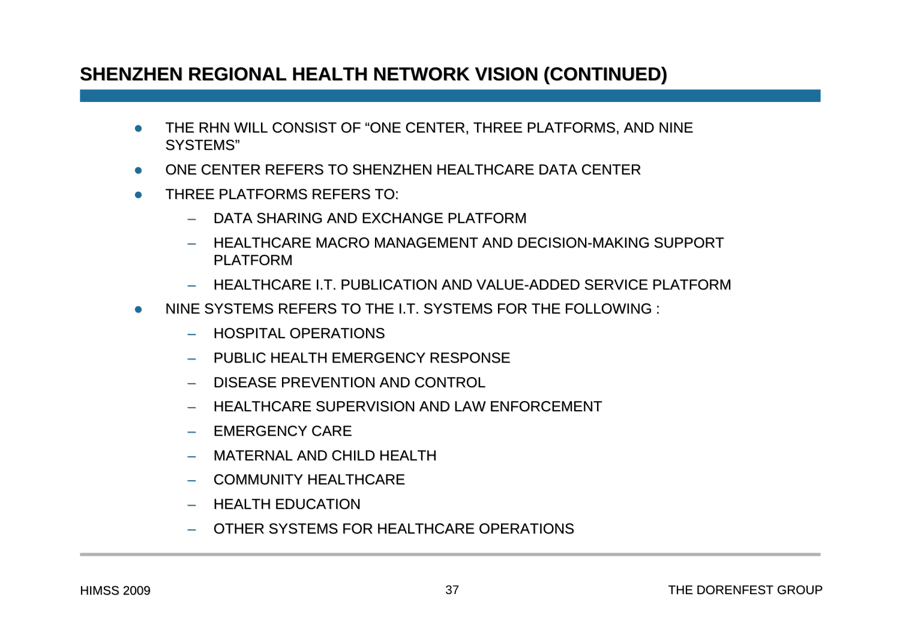## SHENZHEN REGIONAL HEALTH NETWORK VISION (CONTINUED)

- THE RHN WILL CONSIST OF "ONE CENTER, THREE PLATFORMS, AND NINE SYSTEMS"
- ONE CENTER REFERS TO SHENZHEN HEALTHCARE DATA CENTER
- THREE PLATFORMS REFERS TO:
  - DATA SHARING AND EXCHANGE PLATFORM
  - HEALTHCARE MACRO MANAGEMENT AND DECISION-MAKING SUPPORT PLATFORM
  - HEALTHCARE I.T. PUBLICATION AND VALUE-ADDED SERVICE PLATFORM
- NINE SYSTEMS REFERS TO THE I.T. SYSTEMS FOR THE FOLLOWING :
  - HOSPITAL OPERATIONS
  - PUBLIC HEALTH EMERGENCY RESPONSE
  - DISEASE PREVENTION AND CONTROL
  - HEALTHCARE SUPERVISION AND LAW ENFORCEMENT
  - EMERGENCY CARE
  - MATERNAL AND CHILD HEALTH
  - COMMUNITY HEALTHCARE
  - HEALTH EDUCATION
  - OTHER SYSTEMS FOR HEALTHCARE OPERATIONS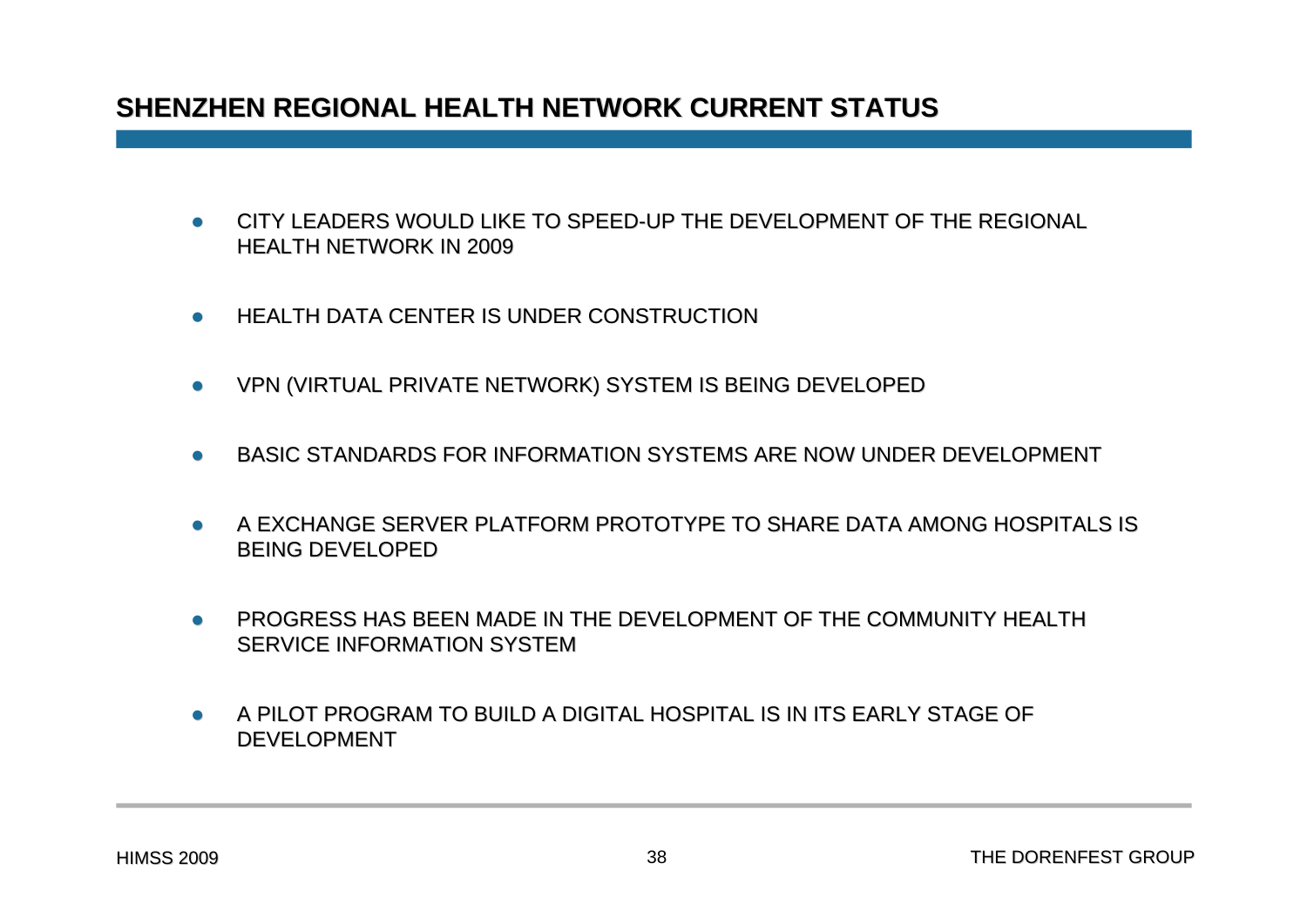## SHENZHEN REGIONAL HEALTH NETWORK CURRENT STATUS

- CITY LEADERS WOULD LIKE TO SPEED-UP THE DEVELOPMENT OF THE REGIONAL HEALTH NETWORK IN 2009
- HEALTH DATA CENTER IS UNDER CONSTRUCTION
- VPN (VIRTUAL PRIVATE NETWORK) SYSTEM IS BEING DEVELOPED
- BASIC STANDARDS FOR INFORMATION SYSTEMS ARE NOW UNDER DEVELOPMENT
- A EXCHANGE SERVER PLATFORM PROTOTYPE TO SHARE DATA AMONG HOSPITALS IS BEING DEVELOPED
- PROGRESS HAS BEEN MADE IN THE DEVELOPMENT OF THE COMMUNITY HEALTH SERVICE INFORMATION SYSTEM
- A PILOT PROGRAM TO BUILD A DIGITAL HOSPITAL IS IN ITS EARLY STAGE OF DEVELOPMENT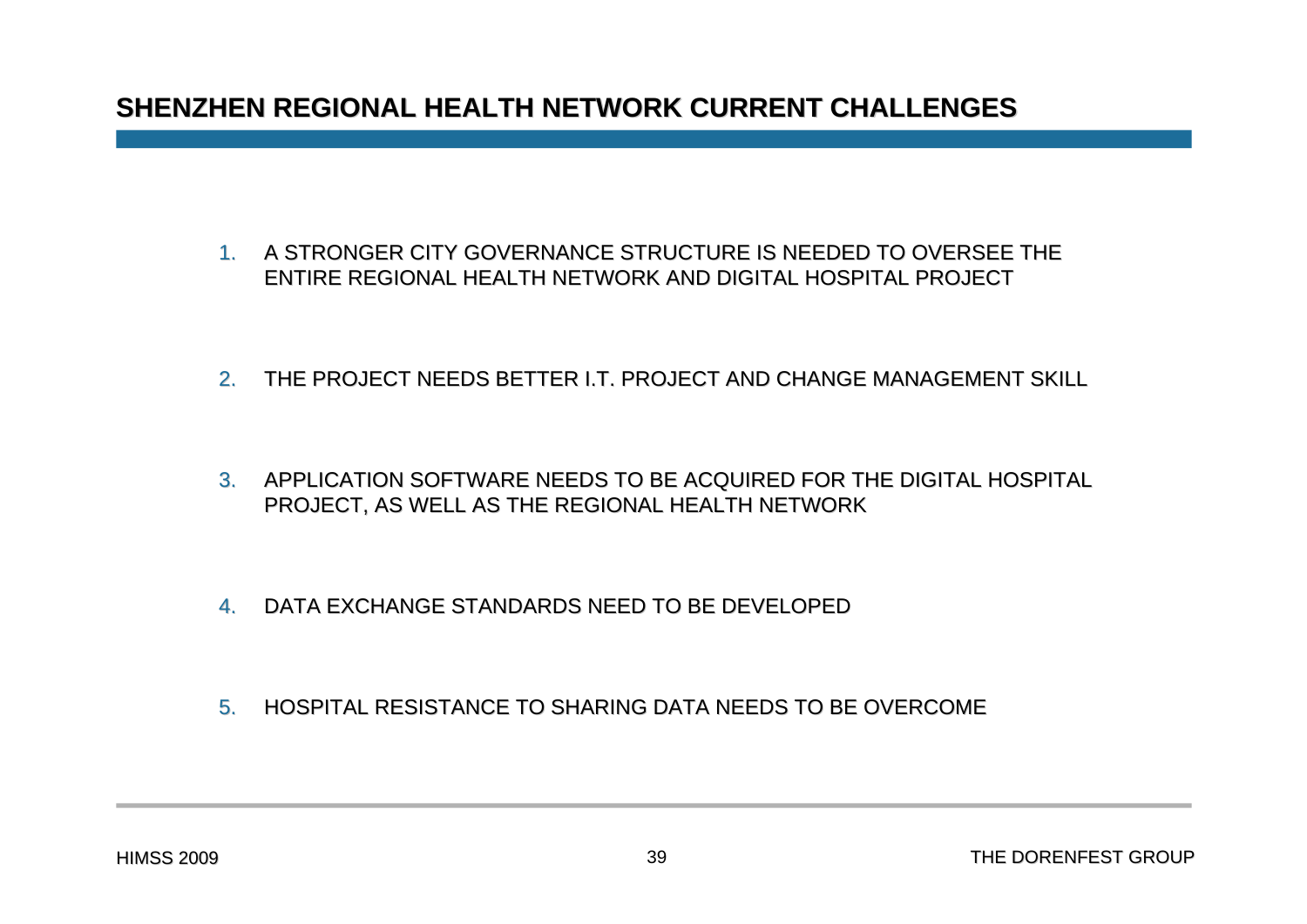## SHENZHEN REGIONAL HEALTH NETWORK CURRENT CHALLENGES

1. A STRONGER CITY GOVERNANCE STRUCTURE IS NEEDED TO OVERSEE THE ENTIRE REGIONAL HEALTH NETWORK AND DIGITAL HOSPITAL PROJECT

2. THE PROJECT NEEDS BETTER I.T. PROJECT AND CHANGE MANAGEMENT SKILL

3. APPLICATION SOFTWARE NEEDS TO BE ACQUIRED FOR THE DIGITAL HOSPITAL PROJECT, AS WELL AS THE REGIONAL HEALTH NETWORK

4. DATA EXCHANGE STANDARDS NEED TO BE DEVELOPED

5. HOSPITAL RESISTANCE TO SHARING DATA NEEDS TO BE OVERCOME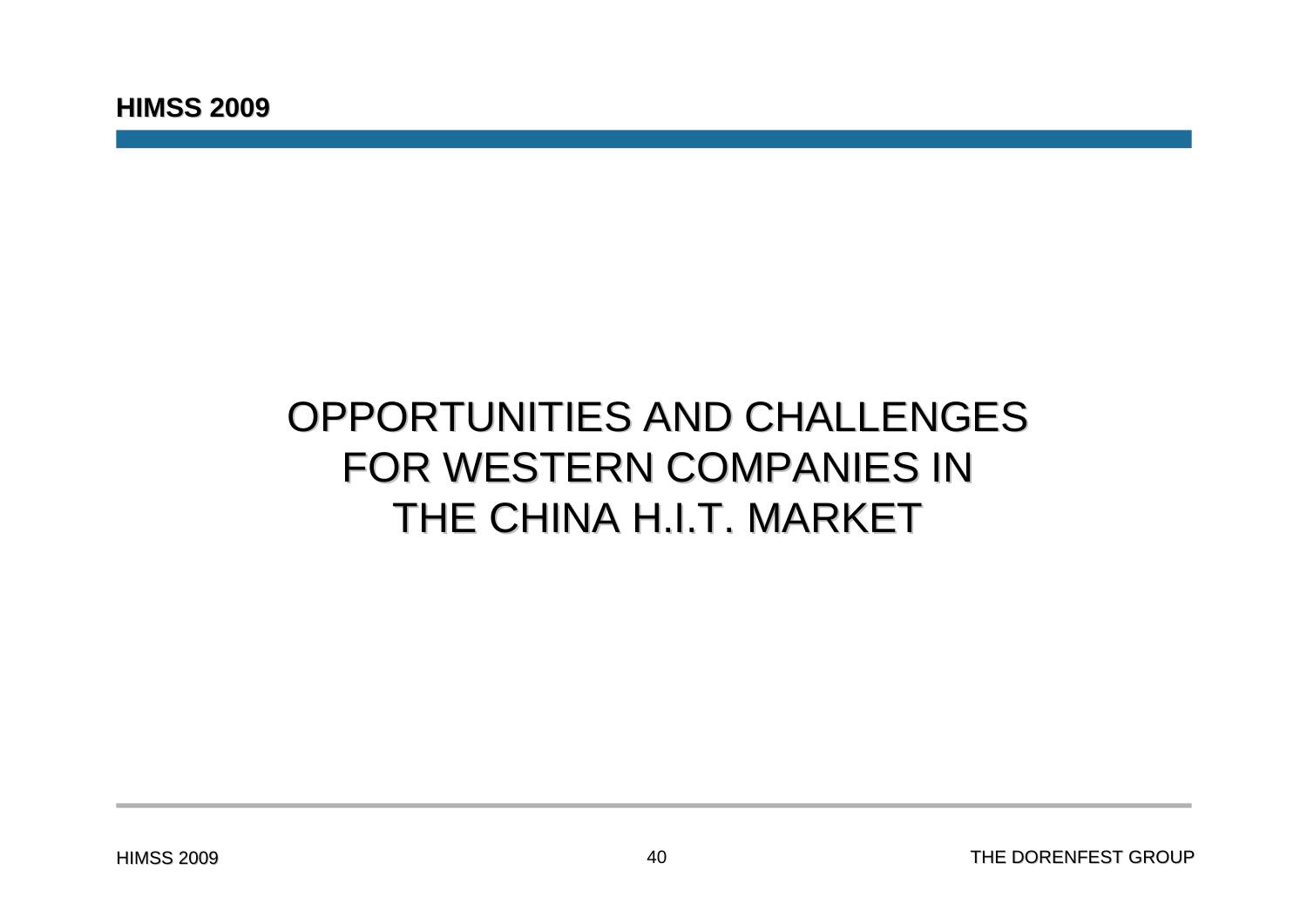# OPPORTUNITIES AND CHALLENGES FOR WESTERN COMPANIES IN THE CHINA H.I.T. MARKET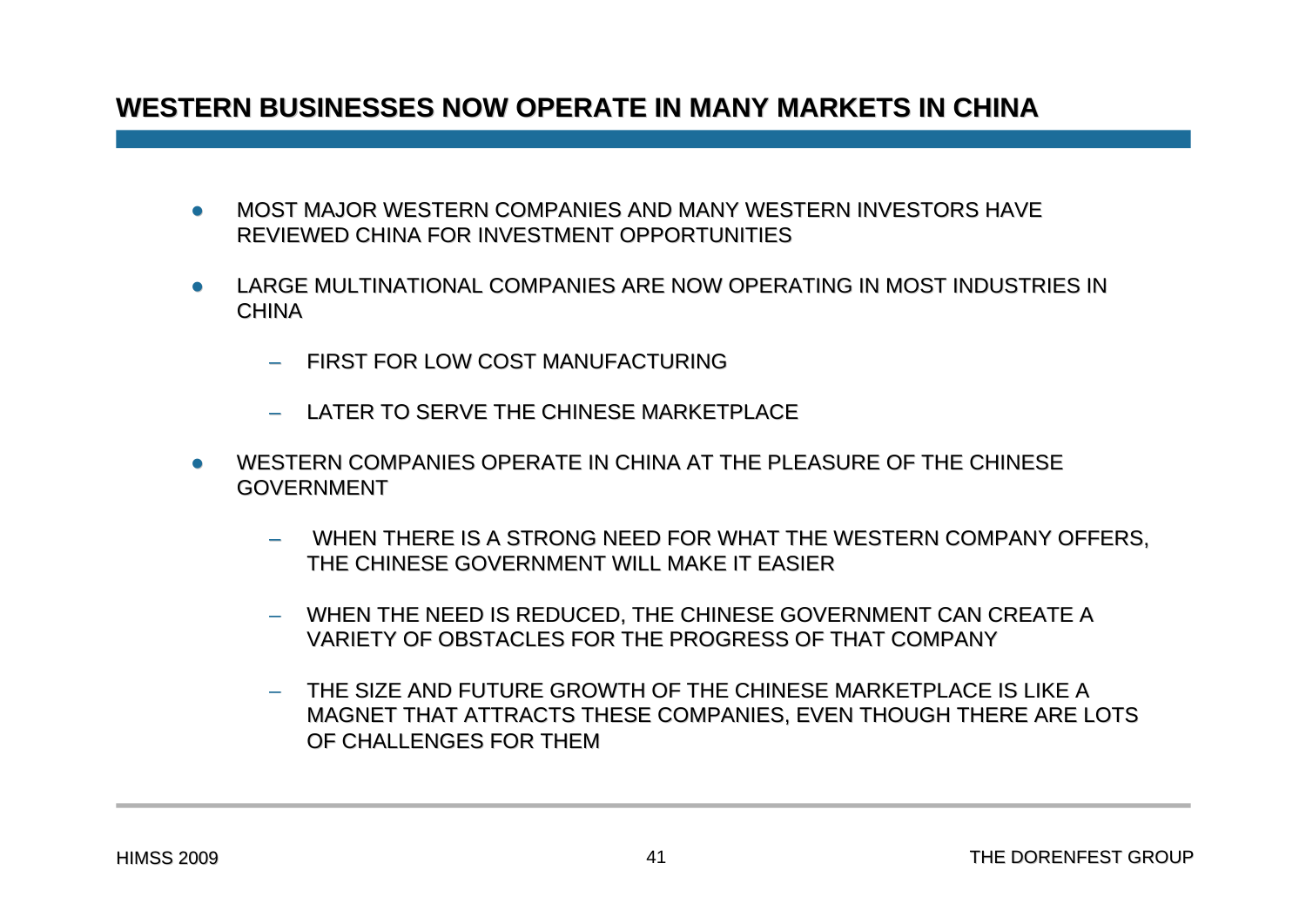## WESTERN BUSINESSES NOW OPERATE IN MANY MARKETS IN CHINA

- MOST MAJOR WESTERN COMPANIES AND MANY WESTERN INVESTORS HAVE REVIEWED CHINA FOR INVESTMENT OPPORTUNITIES
- LARGE MULTINATIONAL COMPANIES ARE NOW OPERATING IN MOST INDUSTRIES IN CHINA
  - FIRST FOR LOW COST MANUFACTURING
  - LATER TO SERVE THE CHINESE MARKETPLACE
- WESTERN COMPANIES OPERATE IN CHINA AT THE PLEASURE OF THE CHINESE GOVERNMENT
  - WHEN THERE IS A STRONG NEED FOR WHAT THE WESTERN COMPANY OFFERS, THE CHINESE GOVERNMENT WILL MAKE IT EASIER
  - WHEN THE NEED IS REDUCED, THE CHINESE GOVERNMENT CAN CREATE A VARIETY OF OBSTACLES FOR THE PROGRESS OF THAT COMPANY
  - THE SIZE AND FUTURE GROWTH OF THE CHINESE MARKETPLACE IS LIKE A MAGNET THAT ATTRACTS THESE COMPANIES, EVEN THOUGH THERE ARE LOTS OF CHALLENGES FOR THEM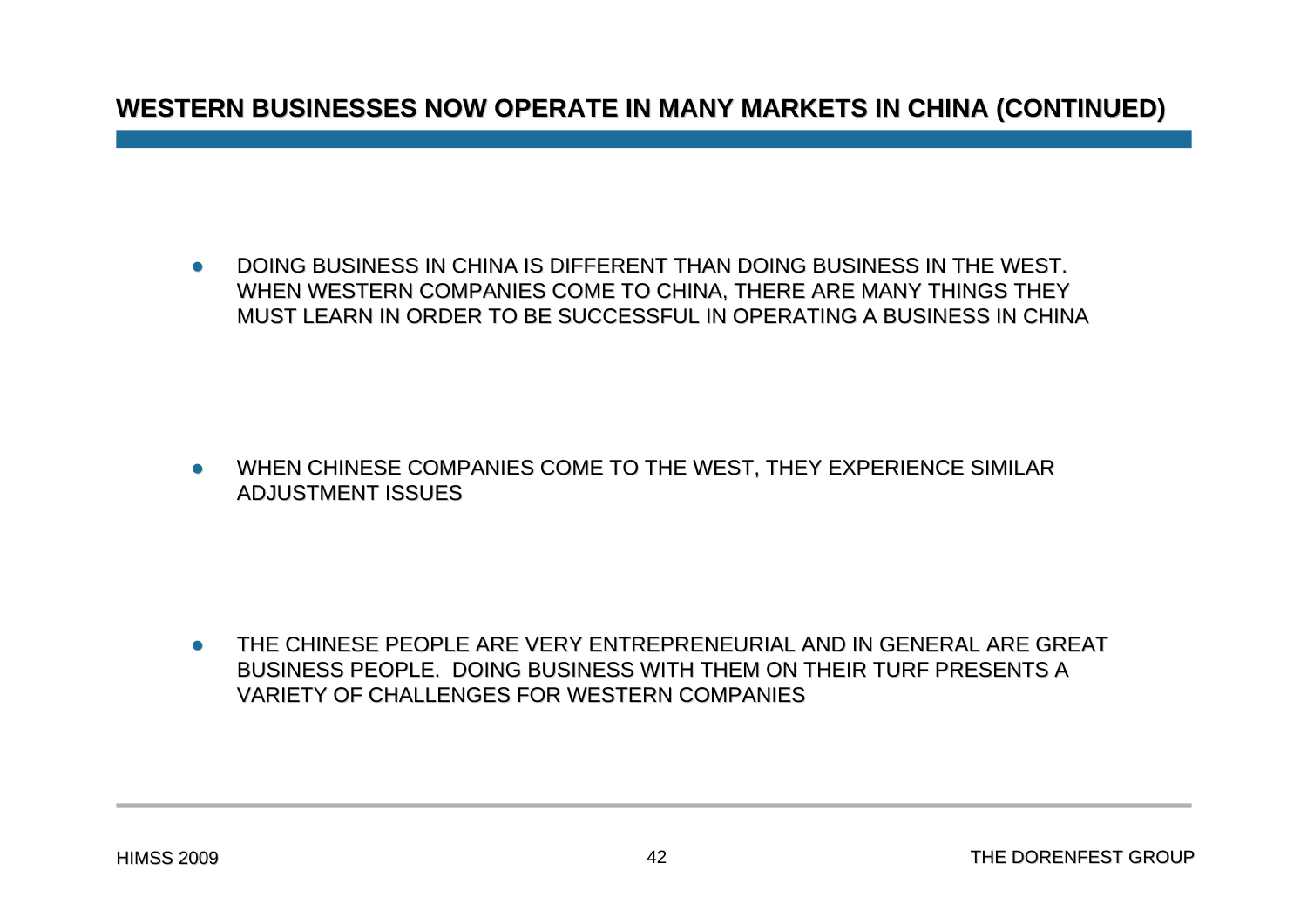## WESTERN BUSINESSES NOW OPERATE IN MANY MARKETS IN CHINA (CONTINUED)

- DOING BUSINESS IN CHINA IS DIFFERENT THAN DOING BUSINESS IN THE WEST. WHEN WESTERN COMPANIES COME TO CHINA, THERE ARE MANY THINGS THEY MUST LEARN IN ORDER TO BE SUCCESSFUL IN OPERATING A BUSINESS IN CHINA

- WHEN CHINESE COMPANIES COME TO THE WEST, THEY EXPERIENCE SIMILAR ADJUSTMENT ISSUES

- THE CHINESE PEOPLE ARE VERY ENTREPRENEURIAL AND IN GENERAL ARE GREAT BUSINESS PEOPLE. DOING BUSINESS WITH THEM ON THEIR TURF PRESENTS A VARIETY OF CHALLENGES FOR WESTERN COMPANIES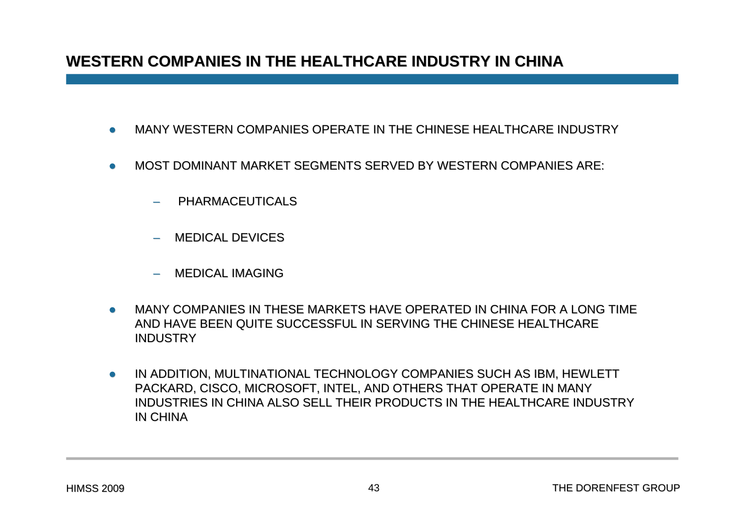## WESTERN COMPANIES IN THE HEALTHCARE INDUSTRY IN CHINA

- MANY WESTERN COMPANIES OPERATE IN THE CHINESE HEALTHCARE INDUSTRY
- MOST DOMINANT MARKET SEGMENTS SERVED BY WESTERN COMPANIES ARE:
  - PHARMACEUTICALS
  - MEDICAL DEVICES
  - MEDICAL IMAGING
- MANY COMPANIES IN THESE MARKETS HAVE OPERATED IN CHINA FOR A LONG TIME AND HAVE BEEN QUITE SUCCESSFUL IN SERVING THE CHINESE HEALTHCARE INDUSTRY
- IN ADDITION, MULTINATIONAL TECHNOLOGY COMPANIES SUCH AS IBM, HEWLETT PACKARD, CISCO, MICROSOFT, INTEL, AND OTHERS THAT OPERATE IN MANY INDUSTRIES IN CHINA ALSO SELL THEIR PRODUCTS IN THE HEALTHCARE INDUSTRY IN CHINA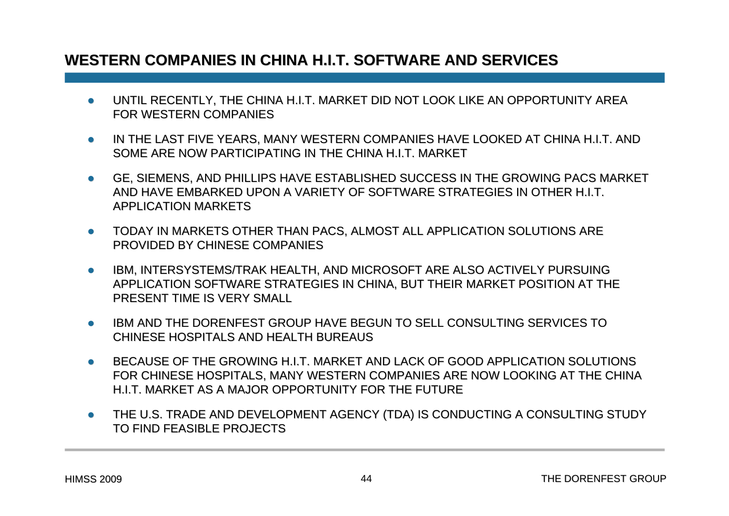## WESTERN COMPANIES IN CHINA H.I.T. SOFTWARE AND SERVICES

- UNTIL RECENTLY, THE CHINA H.I.T. MARKET DID NOT LOOK LIKE AN OPPORTUNITY AREA FOR WESTERN COMPANIES
- IN THE LAST FIVE YEARS, MANY WESTERN COMPANIES HAVE LOOKED AT CHINA H.I.T. AND SOME ARE NOW PARTICIPATING IN THE CHINA H.I.T. MARKET
- GE, SIEMENS, AND PHILLIPS HAVE ESTABLISHED SUCCESS IN THE GROWING PACS MARKET AND HAVE EMBARKED UPON A VARIETY OF SOFTWARE STRATEGIES IN OTHER H.I.T. APPLICATION MARKETS
- TODAY IN MARKETS OTHER THAN PACS, ALMOST ALL APPLICATION SOLUTIONS ARE PROVIDED BY CHINESE COMPANIES
- IBM, INTERSYSTEMS/TRAK HEALTH, AND MICROSOFT ARE ALSO ACTIVELY PURSUING APPLICATION SOFTWARE STRATEGIES IN CHINA, BUT THEIR MARKET POSITION AT THE PRESENT TIME IS VERY SMALL
- IBM AND THE DORENFEST GROUP HAVE BEGUN TO SELL CONSULTING SERVICES TO CHINESE HOSPITALS AND HEALTH BUREAUS
- BECAUSE OF THE GROWING H.I.T. MARKET AND LACK OF GOOD APPLICATION SOLUTIONS FOR CHINESE HOSPITALS, MANY WESTERN COMPANIES ARE NOW LOOKING AT THE CHINA H.I.T. MARKET AS A MAJOR OPPORTUNITY FOR THE FUTURE
- THE U.S. TRADE AND DEVELOPMENT AGENCY (TDA) IS CONDUCTING A CONSULTING STUDY TO FIND FEASIBLE PROJECTS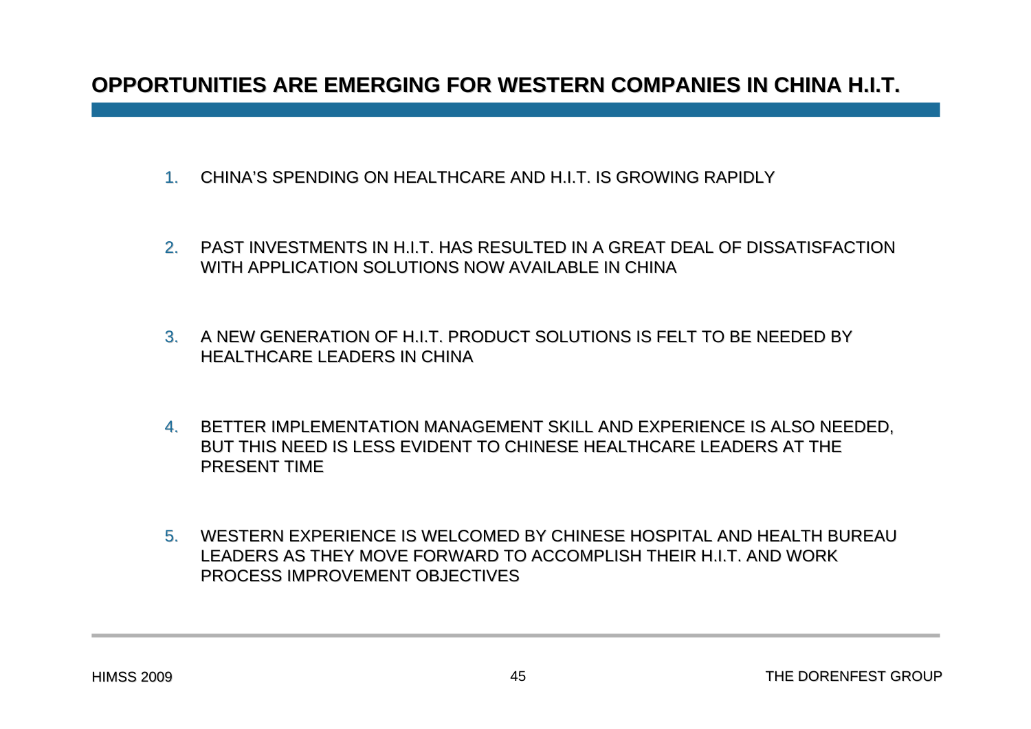# OPPORTUNITIES ARE EMERGING FOR WESTERN COMPANIES IN CHINA H.I.T.

1. CHINA'S SPENDING ON HEALTHCARE AND H.I.T. IS GROWING RAPIDLY

2. PAST INVESTMENTS IN H.I.T. HAS RESULTED IN A GREAT DEAL OF DISSATISFACTION WITH APPLICATION SOLUTIONS NOW AVAILABLE IN CHINA

3. A NEW GENERATION OF H.I.T. PRODUCT SOLUTIONS IS FELT TO BE NEEDED BY HEALTHCARE LEADERS IN CHINA

4. BETTER IMPLEMENTATION MANAGEMENT SKILL AND EXPERIENCE IS ALSO NEEDED, BUT THIS NEED IS LESS EVIDENT TO CHINESE HEALTHCARE LEADERS AT THE PRESENT TIME

5. WESTERN EXPERIENCE IS WELCOMED BY CHINESE HOSPITAL AND HEALTH BUREAU LEADERS AS THEY MOVE FORWARD TO ACCOMPLISH THEIR H.I.T. AND WORK PROCESS IMPROVEMENT OBJECTIVES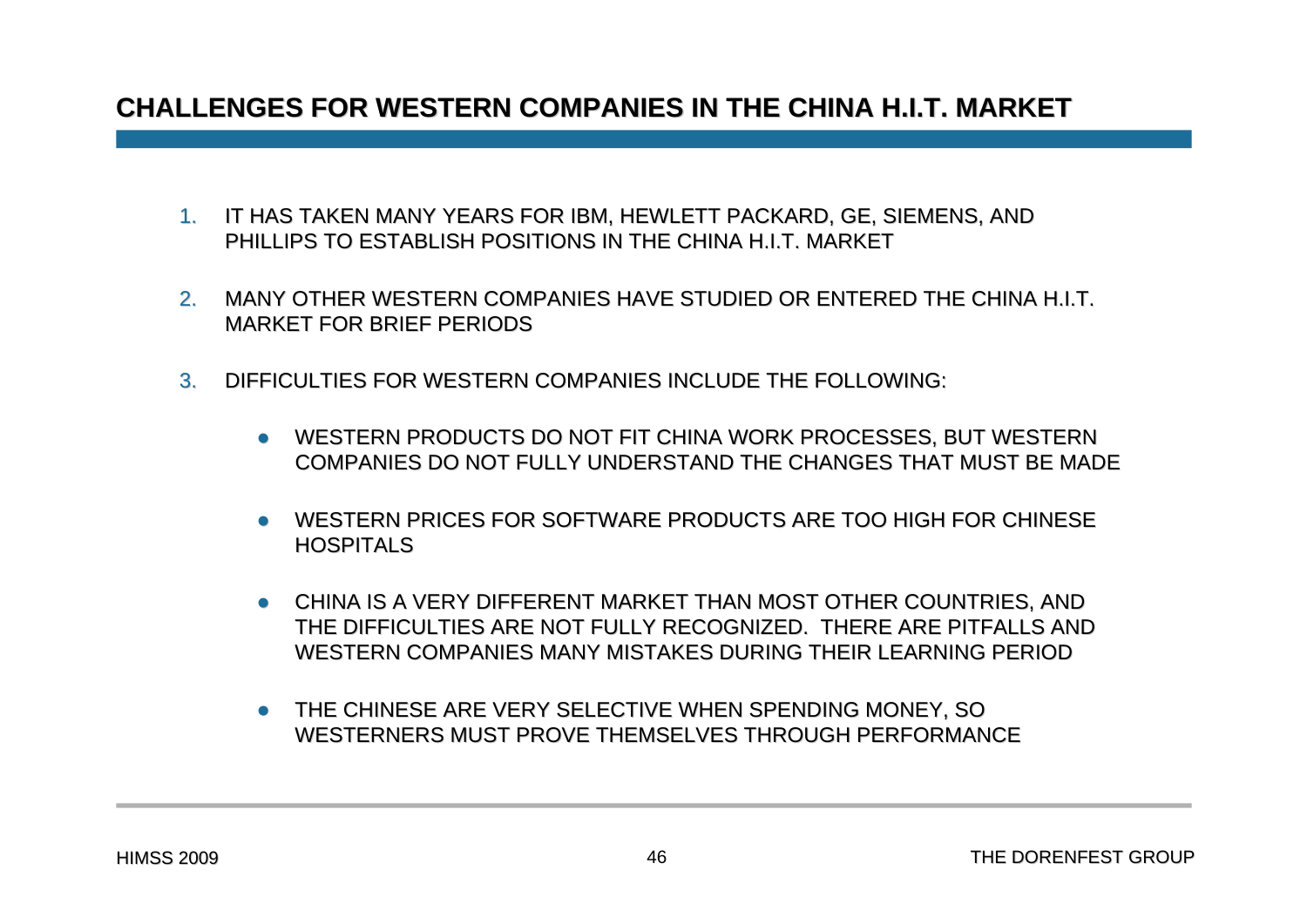## CHALLENGES FOR WESTERN COMPANIES IN THE CHINA H.I.T. MARKET

1. IT HAS TAKEN MANY YEARS FOR IBM, HEWLETT PACKARD, GE, SIEMENS, AND PHILLIPS TO ESTABLISH POSITIONS IN THE CHINA H.I.T. MARKET

2. MANY OTHER WESTERN COMPANIES HAVE STUDIED OR ENTERED THE CHINA H.I.T. MARKET FOR BRIEF PERIODS

3. DIFFICULTIES FOR WESTERN COMPANIES INCLUDE THE FOLLOWING:

   - WESTERN PRODUCTS DO NOT FIT CHINA WORK PROCESSES, BUT WESTERN COMPANIES DO NOT FULLY UNDERSTAND THE CHANGES THAT MUST BE MADE

   - WESTERN PRICES FOR SOFTWARE PRODUCTS ARE TOO HIGH FOR CHINESE HOSPITALS

   - CHINA IS A VERY DIFFERENT MARKET THAN MOST OTHER COUNTRIES, AND THE DIFFICULTIES ARE NOT FULLY RECOGNIZED. THERE ARE PITFALLS AND WESTERN COMPANIES MANY MISTAKES DURING THEIR LEARNING PERIOD

   - THE CHINESE ARE VERY SELECTIVE WHEN SPENDING MONEY, SO WESTERNERS MUST PROVE THEMSELVES THROUGH PERFORMANCE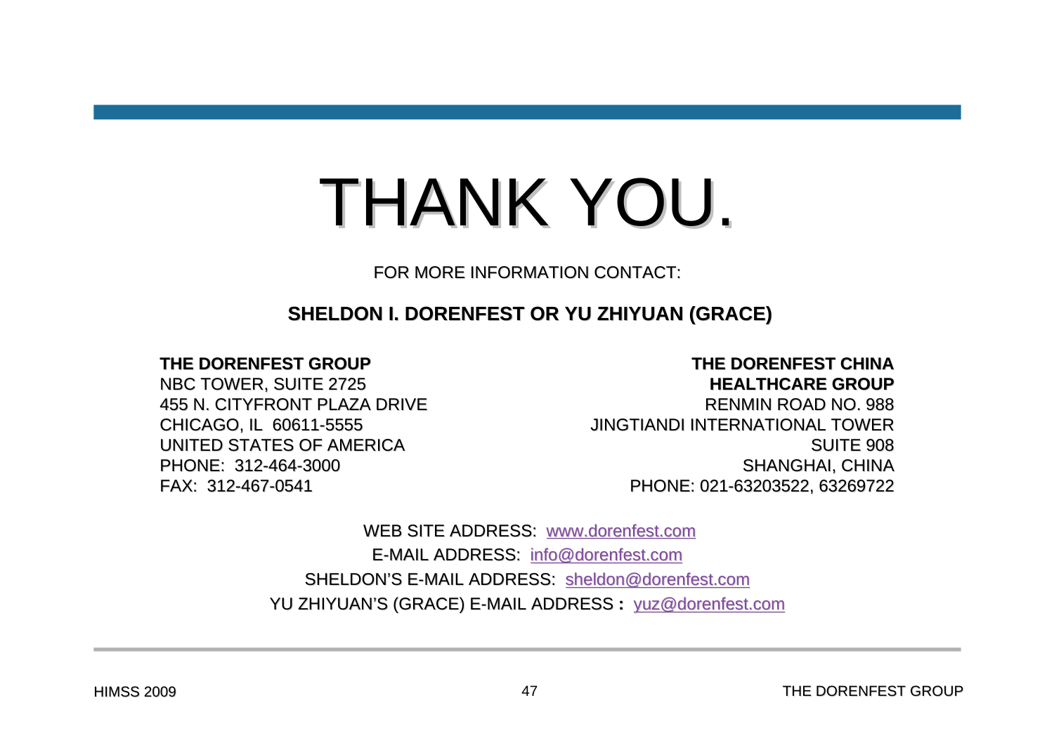# THANK YOU.

FOR MORE INFORMATION CONTACT:

**SHELDON I. DORENFEST OR YU ZHIYUAN (GRACE)**

**THE DORENFEST GROUP**
NBC TOWER, SUITE 2725
455 N. CITYFRONT PLAZA DRIVE
CHICAGO, IL 60611-5555
UNITED STATES OF AMERICA
PHONE: 312-464-3000
FAX: 312-467-0541

**THE DORENFEST CHINA HEALTHCARE GROUP**
RENMIN ROAD NO. 988
JINGTIANDI INTERNATIONAL TOWER
SUITE 908
SHANGHAI, CHINA
PHONE: 021-63203522, 63269722

WEB SITE ADDRESS: www.dorenfest.com
E-MAIL ADDRESS: info@dorenfest.com
SHELDON'S E-MAIL ADDRESS: sheldon@dorenfest.com
YU ZHIYUAN'S (GRACE) E-MAIL ADDRESS **:** yuz@dorenfest.com